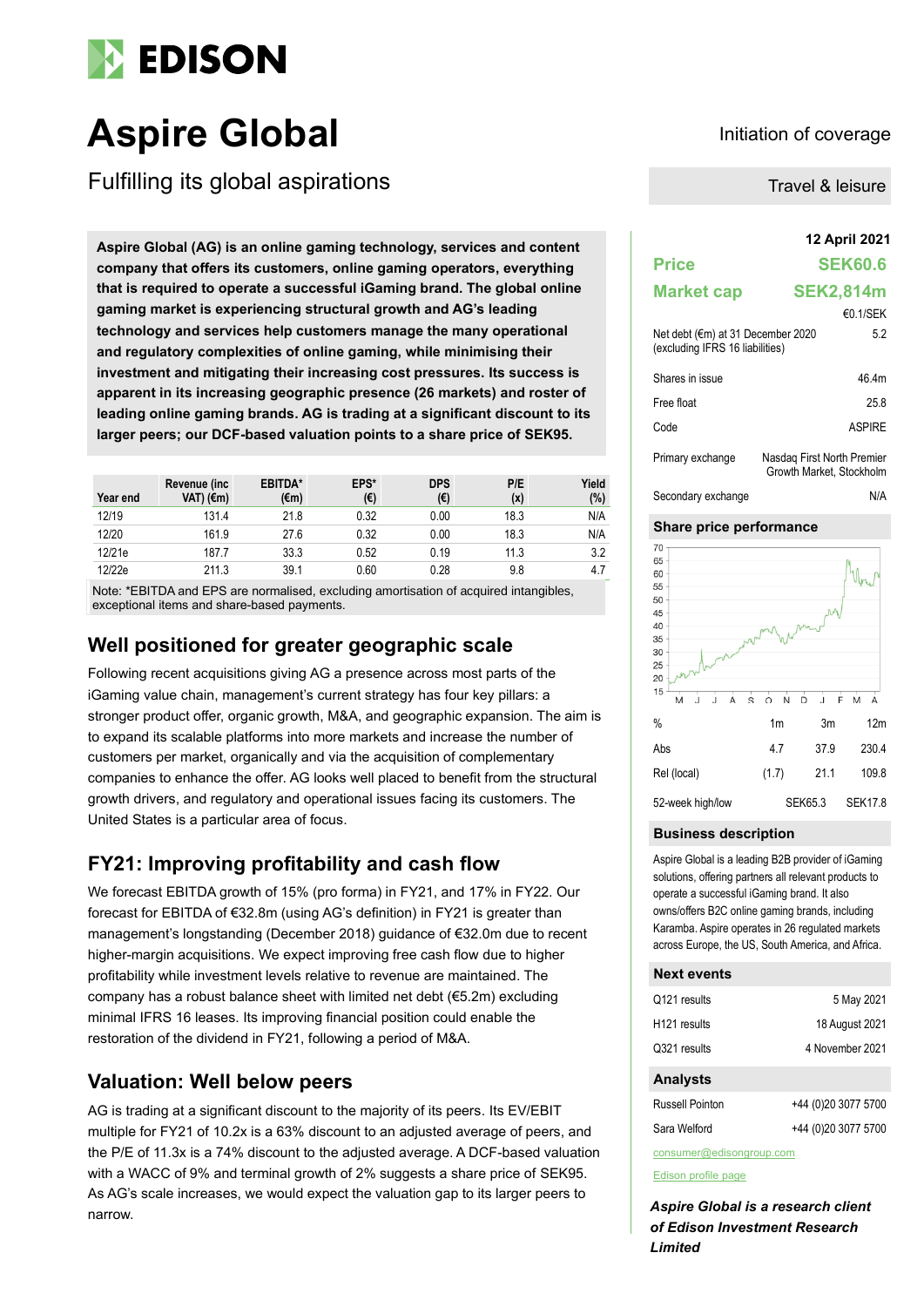# Aspire Global

## Fulfilling its global aspirations

Initiation of coverage

Travel & leisure

**Aspire Global (AG) is an online gaming technology, services and content company that offers its customers, online gaming operators, everything that is required to operate a successful iGaming brand. The global online gaming market is experiencing structural growth and AG's leading technology and services help customers manage the many operational and regulatory complexities of online gaming, while minimising their investment and mitigating their increasing cost pressures. Its success is apparent in its increasing geographic presence (26 markets) and roster of leading online gaming brands. AG is trading at a significant discount to its larger peers; our DCF-based valuation points to a share price of SEK95.**

| Year end | Revenue (inc VAT) (€m) | EBITDA* (€m) | EPS* (€) | DPS (€) | P/E (x) | Yield (%) |
|---|---|---|---|---|---|---|
| 12/19 | 131.4 | 21.8 | 0.32 | 0.00 | 18.3 | N/A |
| 12/20 | 161.9 | 27.6 | 0.32 | 0.00 | 18.3 | N/A |
| 12/21e | 187.7 | 33.3 | 0.52 | 0.19 | 11.3 | 3.2 |
| 12/22e | 211.3 | 39.1 | 0.60 | 0.28 | 9.8 | 4.7 |

Note: *EBITDA and EPS are normalised, excluding amortisation of acquired intangibles, exceptional items and share-based payments.

## Well positioned for greater geographic scale

Following recent acquisitions giving AG a presence across most parts of the iGaming value chain, management's current strategy has four key pillars: a stronger product offer, organic growth, M&A, and geographic expansion. The aim is to expand its scalable platforms into more markets and increase the number of customers per market, organically and via the acquisition of complementary companies to enhance the offer. AG looks well placed to benefit from the structural growth drivers, and regulatory and operational issues facing its customers. The United States is a particular area of focus.

## FY21: Improving profitability and cash flow

We forecast EBITDA growth of 15% (pro forma) in FY21, and 17% in FY22. Our forecast for EBITDA of €32.8m (using AG's definition) in FY21 is greater than management's longstanding (December 2018) guidance of €32.0m due to recent higher-margin acquisitions. We expect improving free cash flow due to higher profitability while investment levels relative to revenue are maintained. The company has a robust balance sheet with limited net debt (€5.2m) excluding minimal IFRS 16 leases. Its improving financial position could enable the restoration of the dividend in FY21, following a period of M&A.

## Valuation: Well below peers

AG is trading at a significant discount to the majority of its peers. Its EV/EBIT multiple for FY21 of 10.2x is a 63% discount to an adjusted average of peers, and the P/E of 11.3x is a 74% discount to the adjusted average. A DCF-based valuation with a WACC of 9% and terminal growth of 2% suggests a share price of SEK95. As AG's scale increases, we would expect the valuation gap to its larger peers to narrow.

**12 April 2021**

| | |
|---|---|
| **Price** | **SEK60.6** |
| **Market cap** | **SEK2,814m** |
| | €0.1/SEK |
| Net debt (€m) at 31 December 2020 (excluding IFRS 16 liabilities) | 5.2 |
| Shares in issue | 46.4m |
| Free float | 25.8 |
| Code | ASPIRE |
| Primary exchange | Nasdaq First North Premier Growth Market, Stockholm |
| Secondary exchange | N/A |

### Share price performance

| % | 1m | 3m | 12m |
|---|---|---|---|
| Abs | 4.7 | 37.9 | 230.4 |
| Rel (local) | (1.7) | 21.1 | 109.8 |
| 52-week high/low | | SEK65.3 | SEK17.8 |

### Business description

Aspire Global is a leading B2B provider of iGaming solutions, offering partners all relevant products to operate a successful iGaming brand. It also owns/offers B2C online gaming brands, including Karamba. Aspire operates in 26 regulated markets across Europe, the US, South America, and Africa.

### Next events

| | |
|---|---|
| Q121 results | 5 May 2021 |
| H121 results | 18 August 2021 |
| Q321 results | 4 November 2021 |

### Analysts

| | |
|---|---|
| Russell Pointon | +44 (0)20 3077 5700 |
| Sara Welford | +44 (0)20 3077 5700 |

consumer@edisongroup.com

Edison profile page

***Aspire Global is a research client of Edison Investment Research Limited***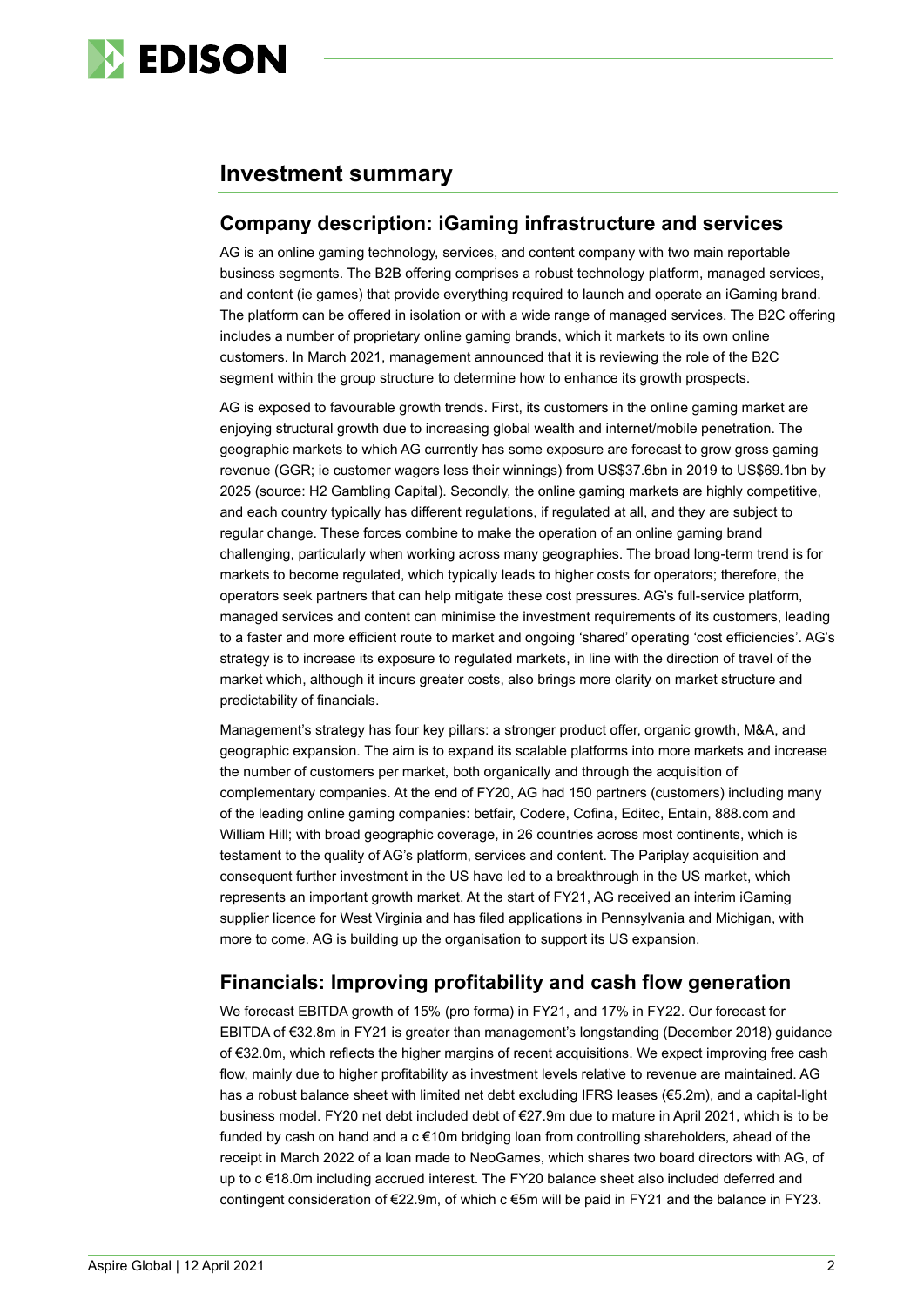# Investment summary

## Company description: iGaming infrastructure and services

AG is an online gaming technology, services, and content company with two main reportable business segments. The B2B offering comprises a robust technology platform, managed services, and content (ie games) that provide everything required to launch and operate an iGaming brand. The platform can be offered in isolation or with a wide range of managed services. The B2C offering includes a number of proprietary online gaming brands, which it markets to its own online customers. In March 2021, management announced that it is reviewing the role of the B2C segment within the group structure to determine how to enhance its growth prospects.

AG is exposed to favourable growth trends. First, its customers in the online gaming market are enjoying structural growth due to increasing global wealth and internet/mobile penetration. The geographic markets to which AG currently has some exposure are forecast to grow gross gaming revenue (GGR; ie customer wagers less their winnings) from US$37.6bn in 2019 to US$69.1bn by 2025 (source: H2 Gambling Capital). Secondly, the online gaming markets are highly competitive, and each country typically has different regulations, if regulated at all, and they are subject to regular change. These forces combine to make the operation of an online gaming brand challenging, particularly when working across many geographies. The broad long-term trend is for markets to become regulated, which typically leads to higher costs for operators; therefore, the operators seek partners that can help mitigate these cost pressures. AG's full-service platform, managed services and content can minimise the investment requirements of its customers, leading to a faster and more efficient route to market and ongoing 'shared' operating 'cost efficiencies'. AG's strategy is to increase its exposure to regulated markets, in line with the direction of travel of the market which, although it incurs greater costs, also brings more clarity on market structure and predictability of financials.

Management's strategy has four key pillars: a stronger product offer, organic growth, M&A, and geographic expansion. The aim is to expand its scalable platforms into more markets and increase the number of customers per market, both organically and through the acquisition of complementary companies. At the end of FY20, AG had 150 partners (customers) including many of the leading online gaming companies: betfair, Codere, Cofina, Editec, Entain, 888.com and William Hill; with broad geographic coverage, in 26 countries across most continents, which is testament to the quality of AG's platform, services and content. The Pariplay acquisition and consequent further investment in the US have led to a breakthrough in the US market, which represents an important growth market. At the start of FY21, AG received an interim iGaming supplier licence for West Virginia and has filed applications in Pennsylvania and Michigan, with more to come. AG is building up the organisation to support its US expansion.

## Financials: Improving profitability and cash flow generation

We forecast EBITDA growth of 15% (pro forma) in FY21, and 17% in FY22. Our forecast for EBITDA of €32.8m in FY21 is greater than management's longstanding (December 2018) guidance of €32.0m, which reflects the higher margins of recent acquisitions. We expect improving free cash flow, mainly due to higher profitability as investment levels relative to revenue are maintained. AG has a robust balance sheet with limited net debt excluding IFRS leases (€5.2m), and a capital-light business model. FY20 net debt included debt of €27.9m due to mature in April 2021, which is to be funded by cash on hand and a c €10m bridging loan from controlling shareholders, ahead of the receipt in March 2022 of a loan made to NeoGames, which shares two board directors with AG, of up to c €18.0m including accrued interest. The FY20 balance sheet also included deferred and contingent consideration of €22.9m, of which c €5m will be paid in FY21 and the balance in FY23.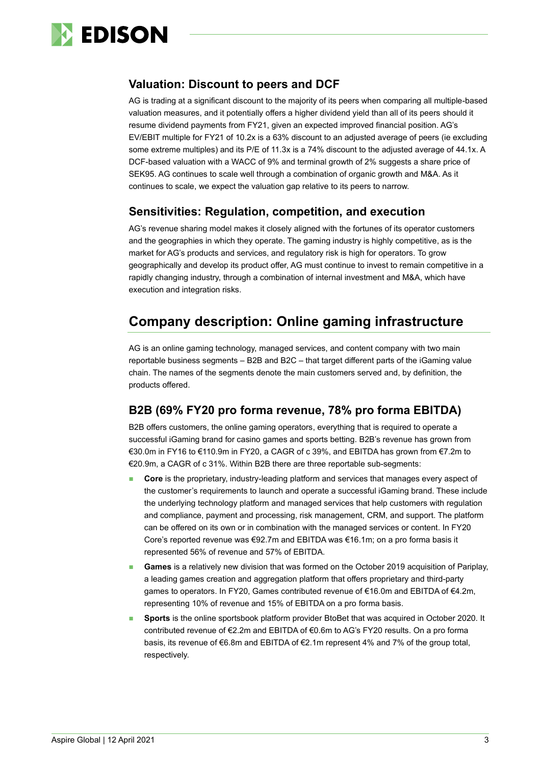## Valuation: Discount to peers and DCF

AG is trading at a significant discount to the majority of its peers when comparing all multiple-based valuation measures, and it potentially offers a higher dividend yield than all of its peers should it resume dividend payments from FY21, given an expected improved financial position. AG's EV/EBIT multiple for FY21 of 10.2x is a 63% discount to an adjusted average of peers (ie excluding some extreme multiples) and its P/E of 11.3x is a 74% discount to the adjusted average of 44.1x. A DCF-based valuation with a WACC of 9% and terminal growth of 2% suggests a share price of SEK95. AG continues to scale well through a combination of organic growth and M&A. As it continues to scale, we expect the valuation gap relative to its peers to narrow.

## Sensitivities: Regulation, competition, and execution

AG's revenue sharing model makes it closely aligned with the fortunes of its operator customers and the geographies in which they operate. The gaming industry is highly competitive, as is the market for AG's products and services, and regulatory risk is high for operators. To grow geographically and develop its product offer, AG must continue to invest to remain competitive in a rapidly changing industry, through a combination of internal investment and M&A, which have execution and integration risks.

# Company description: Online gaming infrastructure

AG is an online gaming technology, managed services, and content company with two main reportable business segments – B2B and B2C – that target different parts of the iGaming value chain. The names of the segments denote the main customers served and, by definition, the products offered.

## B2B (69% FY20 pro forma revenue, 78% pro forma EBITDA)

B2B offers customers, the online gaming operators, everything that is required to operate a successful iGaming brand for casino games and sports betting. B2B's revenue has grown from €30.0m in FY16 to €110.9m in FY20, a CAGR of c 39%, and EBITDA has grown from €7.2m to €20.9m, a CAGR of c 31%. Within B2B there are three reportable sub-segments:

- **Core** is the proprietary, industry-leading platform and services that manages every aspect of the customer's requirements to launch and operate a successful iGaming brand. These include the underlying technology platform and managed services that help customers with regulation and compliance, payment and processing, risk management, CRM, and support. The platform can be offered on its own or in combination with the managed services or content. In FY20 Core's reported revenue was €92.7m and EBITDA was €16.1m; on a pro forma basis it represented 56% of revenue and 57% of EBITDA.
- **Games** is a relatively new division that was formed on the October 2019 acquisition of Pariplay, a leading games creation and aggregation platform that offers proprietary and third-party games to operators. In FY20, Games contributed revenue of €16.0m and EBITDA of €4.2m, representing 10% of revenue and 15% of EBITDA on a pro forma basis.
- **Sports** is the online sportsbook platform provider BtoBet that was acquired in October 2020. It contributed revenue of €2.2m and EBITDA of €0.6m to AG's FY20 results. On a pro forma basis, its revenue of €6.8m and EBITDA of €2.1m represent 4% and 7% of the group total, respectively.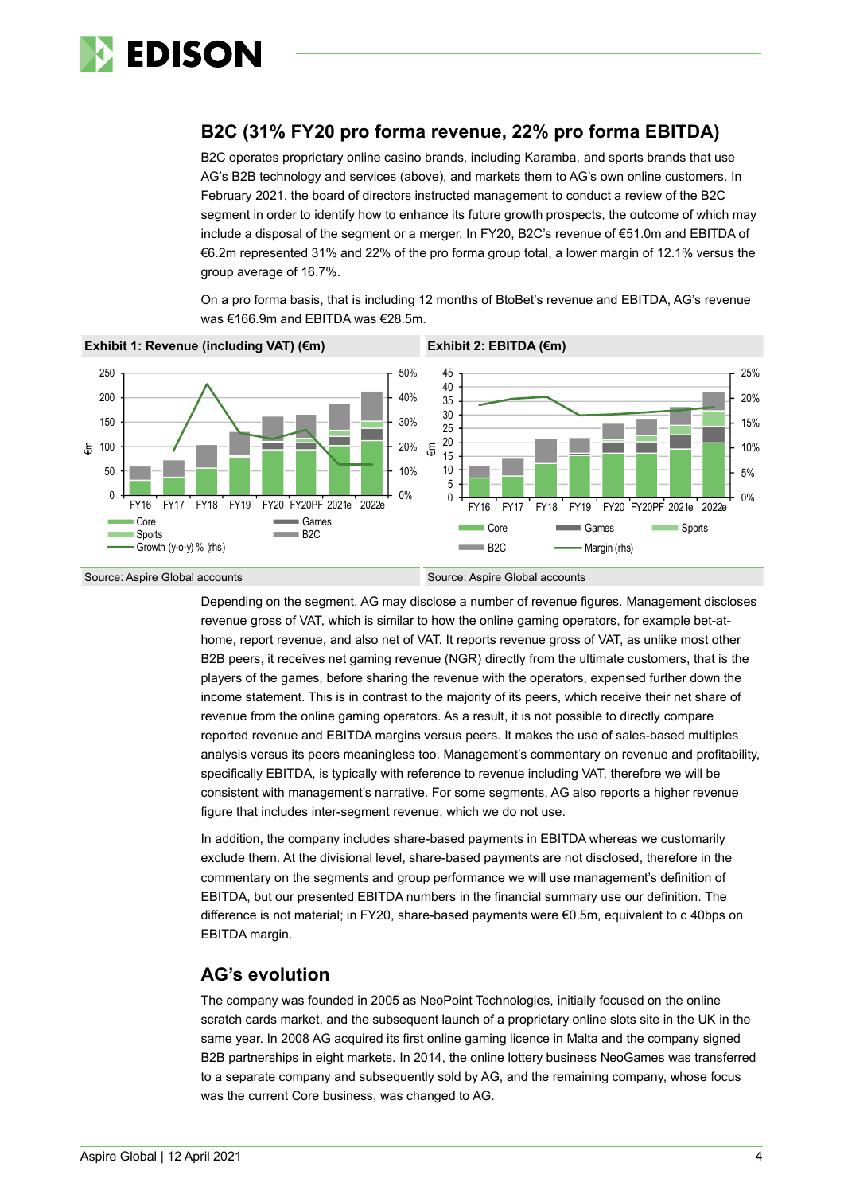## B2C (31% FY20 pro forma revenue, 22% pro forma EBITDA)

B2C operates proprietary online casino brands, including Karamba, and sports brands that use AG's B2B technology and services (above), and markets them to AG's own online customers. In February 2021, the board of directors instructed management to conduct a review of the B2C segment in order to identify how to enhance its future growth prospects, the outcome of which may include a disposal of the segment or a merger. In FY20, B2C's revenue of €51.0m and EBITDA of €6.2m represented 31% and 22% of the pro forma group total, a lower margin of 12.1% versus the group average of 16.7%.

On a pro forma basis, that is including 12 months of BtoBet's revenue and EBITDA, AG's revenue was €166.9m and EBITDA was €28.5m.

**Exhibit 1: Revenue (including VAT) (€m)**

Source: Aspire Global accounts

**Exhibit 2: EBITDA (€m)**

Source: Aspire Global accounts

Depending on the segment, AG may disclose a number of revenue figures. Management discloses revenue gross of VAT, which is similar to how the online gaming operators, for example bet-at-home, report revenue, and also net of VAT. It reports revenue gross of VAT, as unlike most other B2B peers, it receives net gaming revenue (NGR) directly from the ultimate customers, that is the players of the games, before sharing the revenue with the operators, expensed further down the income statement. This is in contrast to the majority of its peers, which receive net share of revenue from the online gaming operators. As a result, it is not possible to directly compare reported revenue and EBITDA margins versus peers. It makes the use of sales-based multiples analysis versus its peers meaningless too. Management's commentary on revenue and profitability, specifically EBITDA, is typically with reference to revenue including VAT, therefore we will be consistent with management's narrative. For some segments, AG also reports a higher revenue figure that includes inter-segment revenue, which we do not use.

In addition, the company includes share-based payments in EBITDA whereas we customarily exclude them. At the divisional level, share-based payments are not disclosed, therefore in the commentary on the segments and group performance we will use management's definition of EBITDA, but our presented EBITDA numbers in the financial summary use our definition. The difference is not material; in FY20, share-based payments were €0.5m, equivalent to c 40bps on EBITDA margin.

## AG's evolution

The company was founded in 2005 as NeoPoint Technologies, initially focused on the online scratch cards market, and the subsequent launch of a proprietary online slots site in the UK in the same year. In 2008 AG acquired its first online gaming licence in Malta and the company signed B2B partnerships in eight markets. In 2014, the online lottery business NeoGames was transferred to a separate company and subsequently sold by AG, and the remaining company, whose focus was the current Core business, was changed to AG.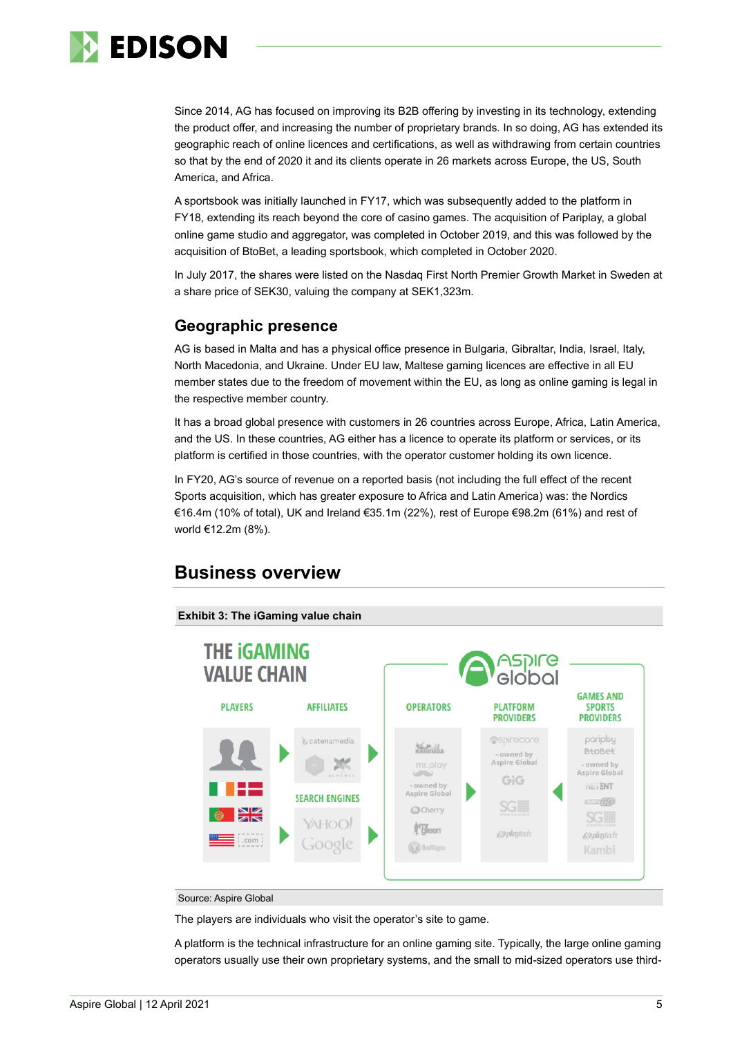Since 2014, AG has focused on improving its B2B offering by investing in its technology, extending the product offer, and increasing the number of proprietary brands. In so doing, AG has extended its geographic reach of online licences and certifications, as well as withdrawing from certain countries so that by the end of 2020 it and its clients operate in 26 markets across Europe, the US, South America, and Africa.

A sportsbook was initially launched in FY17, which was subsequently added to the platform in FY18, extending its reach beyond the core of casino games. The acquisition of Pariplay, a global online game studio and aggregator, was completed in October 2019, and this was followed by the acquisition of BtoBet, a leading sportsbook, which completed in October 2020.

In July 2017, the shares were listed on the Nasdaq First North Premier Growth Market in Sweden at a share price of SEK30, valuing the company at SEK1,323m.

## Geographic presence

AG is based in Malta and has a physical office presence in Bulgaria, Gibraltar, India, Israel, Italy, North Macedonia, and Ukraine. Under EU law, Maltese gaming licences are effective in all EU member states due to the freedom of movement within the EU, as long as online gaming is legal in the respective member country.

It has a broad global presence with customers in 26 countries across Europe, Africa, Latin America, and the US. In these countries, AG either has a licence to operate its platform or services, or its platform is certified in those countries, with the operator customer holding its own licence.

In FY20, AG's source of revenue on a reported basis (not including the full effect of the recent Sports acquisition, which has greater exposure to Africa and Latin America) was: the Nordics €16.4m (10% of total), UK and Ireland €35.1m (22%), rest of Europe €98.2m (61%) and rest of world €12.2m (8%).

# Business overview

**Exhibit 3: The iGaming value chain**

Source: Aspire Global

The players are individuals who visit the operator's site to game.

A platform is the technical infrastructure for an online gaming site. Typically, the large online gaming operators usually use their own proprietary systems, and the small to mid-sized operators use third-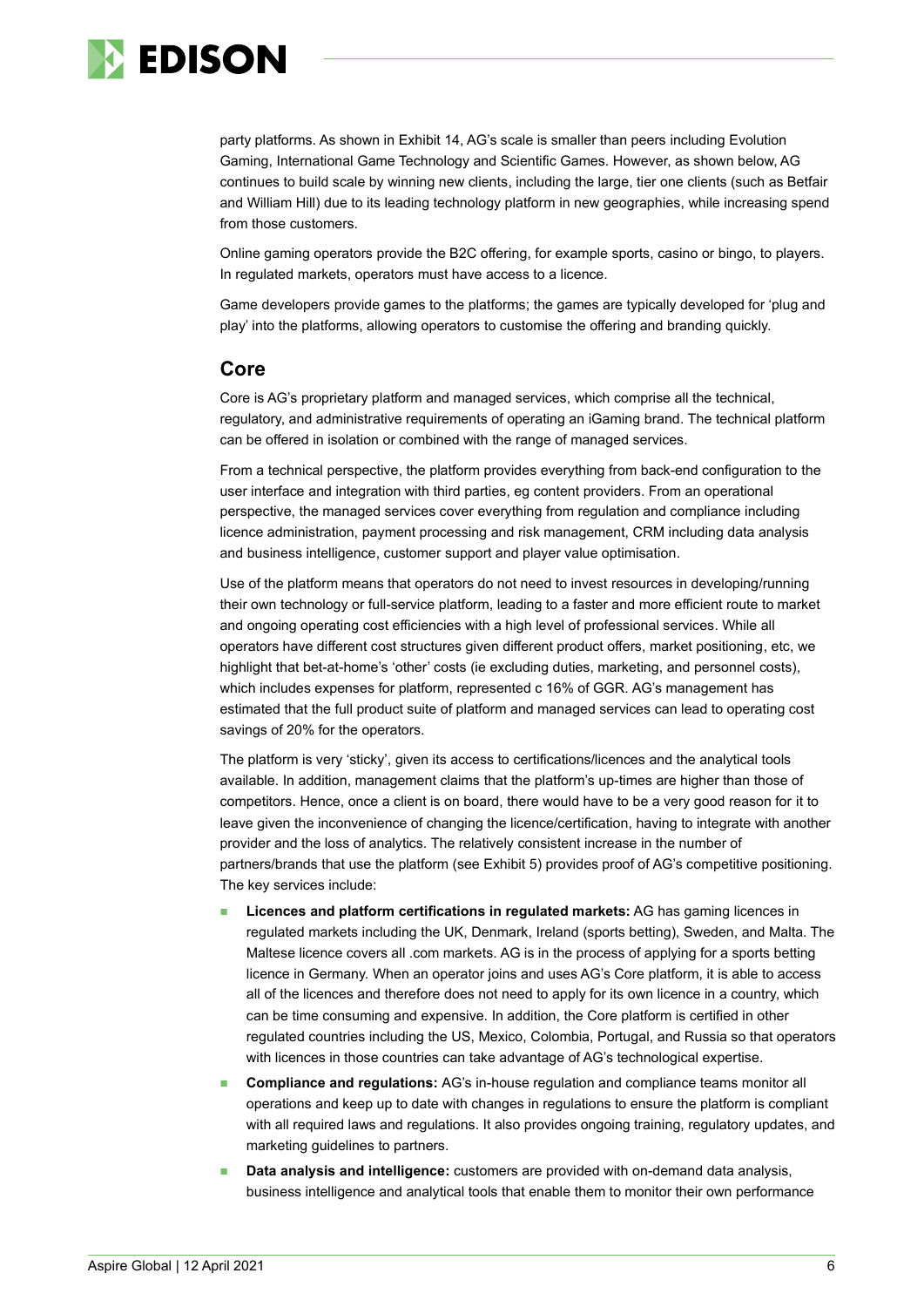party platforms. As shown in Exhibit 14, AG's scale is smaller than peers including Evolution Gaming, International Game Technology and Scientific Games. However, as shown below, AG continues to build scale by winning new clients, including the large, tier one clients (such as Betfair and William Hill) due to its leading technology platform in new geographies, while increasing spend from those customers.

Online gaming operators provide the B2C offering, for example sports, casino or bingo, to players. In regulated markets, operators must have access to a licence.

Game developers provide games to the platforms; the games are typically developed for 'plug and play' into the platforms, allowing operators to customise the offering and branding quickly.

## Core

Core is AG's proprietary platform and managed services, which comprise all the technical, regulatory, and administrative requirements of operating an iGaming brand. The technical platform can be offered in isolation or combined with the range of managed services.

From a technical perspective, the platform provides everything from back-end configuration to the user interface and integration with third parties, eg content providers. From an operational perspective, the managed services cover everything from regulation and compliance including licence administration, payment processing and risk management, CRM including data analysis and business intelligence, customer support and player value optimisation.

Use of the platform means that operators do not need to invest resources in developing/running their own technology or full-service platform, leading to a faster and more efficient route to market and ongoing operating cost efficiencies with a high level of professional services. While all operators have different cost structures given different product offers, market positioning, etc, we highlight that bet-at-home's 'other' costs (ie excluding duties, marketing, and personnel costs), which includes expenses for platform, represented c 16% of GGR. AG's management has estimated that the full product suite of platform and managed services can lead to operating cost savings of 20% for the operators.

The platform is very 'sticky', given its access to certifications/licences and the analytical tools available. In addition, management claims that the platform's up-times are higher than those of competitors. Hence, once a client is on board, there would have to be a very good reason for it to leave given the inconvenience of changing the licence/certification, having to integrate with another provider and the loss of analytics. The relatively consistent increase in the number of partners/brands that use the platform (see Exhibit 5) provides proof of AG's competitive positioning. The key services include:

- **Licences and platform certifications in regulated markets:** AG has gaming licences in regulated markets including the UK, Denmark, Ireland (sports betting), Sweden, and Malta. The Maltese licence covers all .com markets. AG is in the process of applying for a sports betting licence in Germany. When an operator joins and uses AG's Core platform, it is able to access all of the licences and therefore does not need to apply for its own licence in a country, which can be time consuming and expensive. In addition, the Core platform is certified in other regulated countries including the US, Mexico, Colombia, Portugal, and Russia so that operators with licences in those countries can take advantage of AG's technological expertise.
- **Compliance and regulations:** AG's in-house regulation and compliance teams monitor all operations and keep up to date with changes in regulations to ensure the platform is compliant with all required laws and regulations. It also provides ongoing training, regulatory updates, and marketing guidelines to partners.
- **Data analysis and intelligence:** customers are provided with on-demand data analysis, business intelligence and analytical tools that enable them to monitor their own performance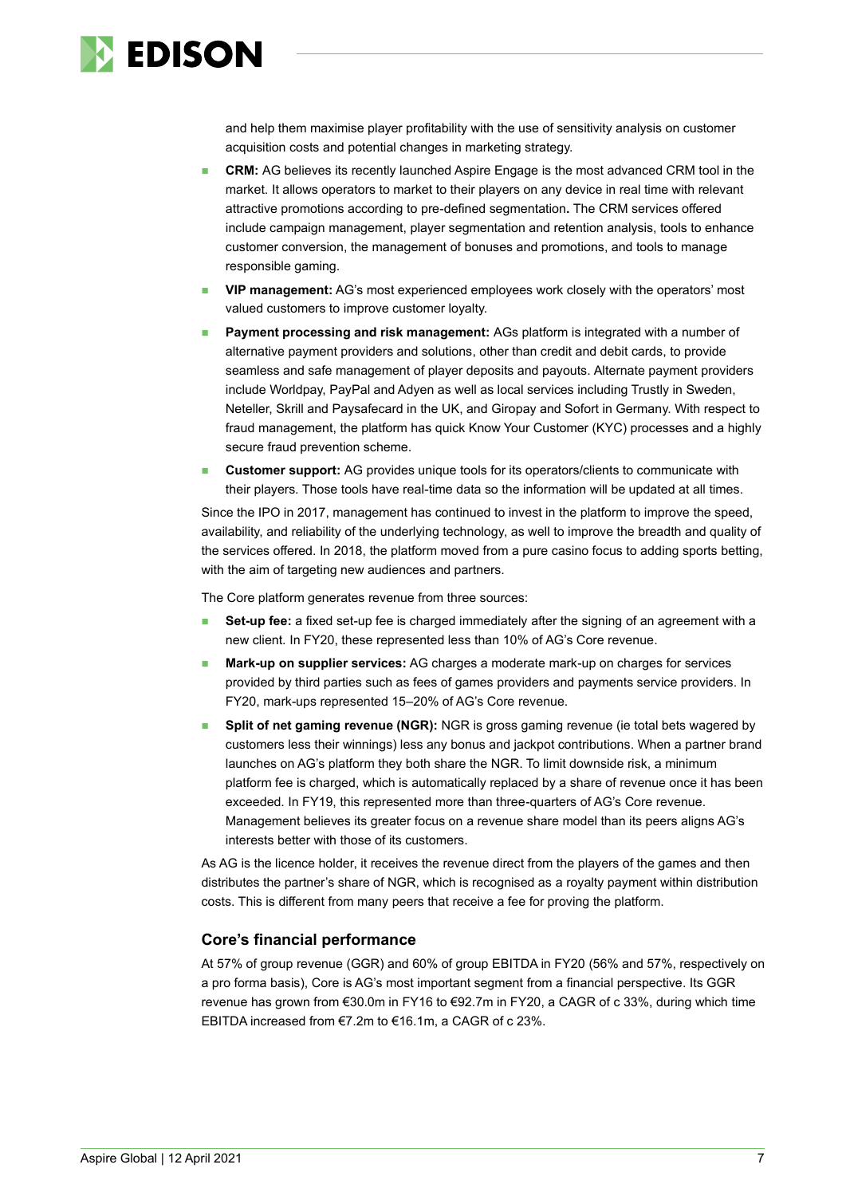and help them maximise player profitability with the use of sensitivity analysis on customer acquisition costs and potential changes in marketing strategy.

- **CRM:** AG believes its recently launched Aspire Engage is the most advanced CRM tool in the market. It allows operators to market to their players on any device in real time with relevant attractive promotions according to pre-defined segmentation**.** The CRM services offered include campaign management, player segmentation and retention analysis, tools to enhance customer conversion, the management of bonuses and promotions, and tools to manage responsible gaming.
- **VIP management:** AG's most experienced employees work closely with the operators' most valued customers to improve customer loyalty.
- **Payment processing and risk management:** AGs platform is integrated with a number of alternative payment providers and solutions, other than credit and debit cards, to provide seamless and safe management of player deposits and payouts. Alternate payment providers include Worldpay, PayPal and Adyen as well as local services including Trustly in Sweden, Neteller, Skrill and Paysafecard in the UK, and Giropay and Sofort in Germany. With respect to fraud management, the platform has quick Know Your Customer (KYC) processes and a highly secure fraud prevention scheme.
- **Customer support:** AG provides unique tools for its operators/clients to communicate with their players. Those tools have real-time data so the information will be updated at all times.

Since the IPO in 2017, management has continued to invest in the platform to improve the speed, availability, and reliability of the underlying technology, as well to improve the breadth and quality of the services offered. In 2018, the platform moved from a pure casino focus to adding sports betting, with the aim of targeting new audiences and partners.

The Core platform generates revenue from three sources:

- **Set-up fee:** a fixed set-up fee is charged immediately after the signing of an agreement with a new client. In FY20, these represented less than 10% of AG's Core revenue.
- **Mark-up on supplier services:** AG charges a moderate mark-up on charges for services provided by third parties such as fees of games providers and payments service providers. In FY20, mark-ups represented 15–20% of AG's Core revenue.
- **Split of net gaming revenue (NGR):** NGR is gross gaming revenue (ie total bets wagered by customers less their winnings) less any bonus and jackpot contributions. When a partner brand launches on AG's platform they both share the NGR. To limit downside risk, a minimum platform fee is charged, which is automatically replaced by a share of revenue once it has been exceeded. In FY19, this represented more than three-quarters of AG's Core revenue. Management believes its greater focus on a revenue share model than its peers aligns AG's interests better with those of its customers.

As AG is the licence holder, it receives the revenue direct from the players of the games and then distributes the partner's share of NGR, which is recognised as a royalty payment within distribution costs. This is different from many peers that receive a fee for proving the platform.

## Core's financial performance

At 57% of group revenue (GGR) and 60% of group EBITDA in FY20 (56% and 57%, respectively on a pro forma basis), Core is AG's most important segment from a financial perspective. Its GGR revenue has grown from €30.0m in FY16 to €92.7m in FY20, a CAGR of c 33%, during which time EBITDA increased from €7.2m to €16.1m, a CAGR of c 23%.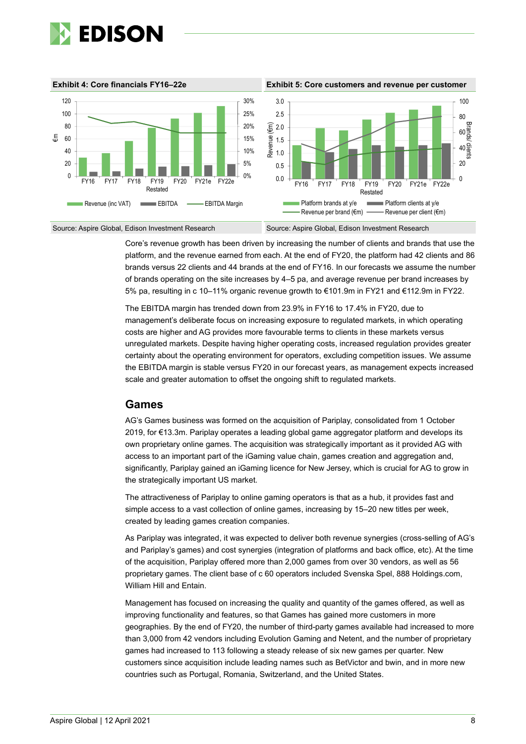**Exhibit 4: Core financials FY16–22e**

Source: Aspire Global, Edison Investment Research

**Exhibit 5: Core customers and revenue per customer**

Source: Aspire Global, Edison Investment Research

Core's revenue growth has been driven by increasing the number of clients and brands that use the platform, and the revenue earned from each. At the end of FY20, the platform had 42 clients and 86 brands versus 22 clients and 44 brands at the end of FY16. In our forecasts we assume the number of brands operating on the site increases by 4–5 pa, and average revenue per brand increases by 5% pa, resulting in c 10–11% organic revenue growth to €101.9m in FY21 and €112.9m in FY22.

The EBITDA margin has trended down from 23.9% in FY16 to 17.4% in FY20, due to management's deliberate focus on increasing exposure to regulated markets, in which operating costs are higher and AG provides more favourable terms to clients in these markets versus unregulated markets. Despite having higher operating costs, increased regulation provides greater certainty about the operating environment for operators, excluding competition issues. We assume the EBITDA margin is stable versus FY20 in our forecast years, as management expects increased scale and greater automation to offset the ongoing shift to regulated markets.

## Games

AG's Games business was formed on the acquisition of Pariplay, consolidated from 1 October 2019, for €13.3m. Pariplay operates a leading global game aggregator platform and develops its own proprietary online games. The acquisition was strategically important as it provided AG with access to an important part of the iGaming value chain, games creation and aggregation and, significantly, Pariplay gained an iGaming licence for New Jersey, which is crucial for AG to grow in the strategically important US market.

The attractiveness of Pariplay to online gaming operators is that as a hub, it provides fast and simple access to a vast collection of online games, increasing by 15–20 new titles per week, created by leading games creation companies.

As Pariplay was integrated, it was expected to deliver both revenue synergies (cross-selling of AG's and Pariplay's games) and cost synergies (integration of platforms and back office, etc). At the time of the acquisition, Pariplay offered more than 2,000 games from over 30 vendors, as well as 56 proprietary games. The client base of c 60 operators included Svenska Spel, 888 Holdings.com, William Hill and Entain.

Management has focused on increasing the quality and quantity of the games offered, as well as improving functionality and features, so that Games has gained more customers in more geographies. By the end of FY20, the number of third-party games available had increased to more than 3,000 from 42 vendors including Evolution Gaming and Netent, and the number of proprietary games had increased to 113 following a steady release of six new games per quarter. New customers since acquisition include leading names such as BetVictor and bwin, and in more new countries such as Portugal, Romania, Switzerland, and the United States.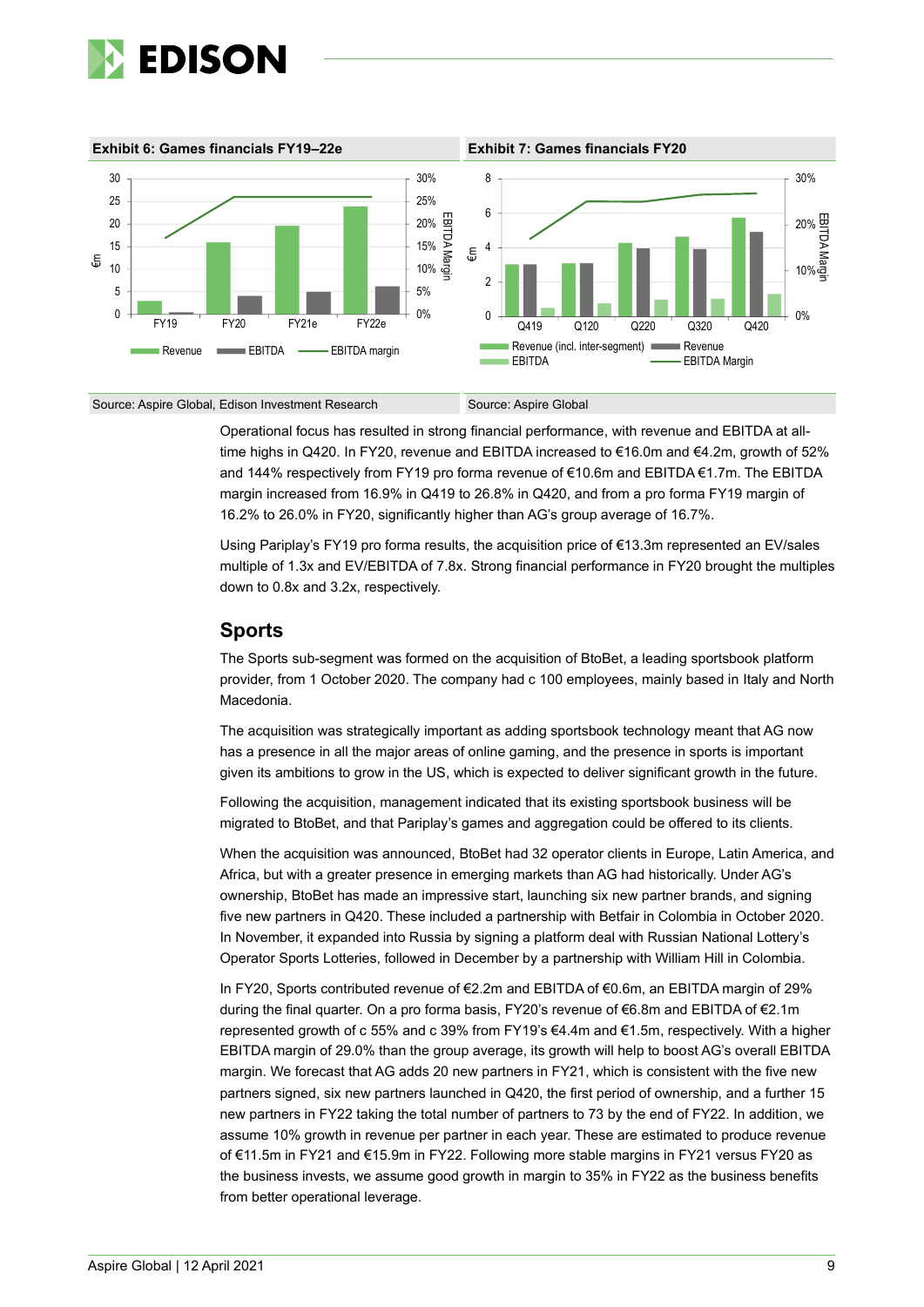**Exhibit 6: Games financials FY19–22e**

**Exhibit 7: Games financials FY20**

Source: Aspire Global, Edison Investment Research

Source: Aspire Global

Operational focus has resulted in strong financial performance, with revenue and EBITDA at all-time highs in Q420. In FY20, revenue and EBITDA increased to €16.0m and €4.2m, growth of 52% and 144% respectively from FY19 pro forma revenue of €10.6m and EBITDA €1.7m. The EBITDA margin increased from 16.9% in Q419 to 26.8% in Q420, and from a pro forma FY19 margin of 16.2% to 26.0% in FY20, significantly higher than AG's group average of 16.7%.

Using Pariplay's FY19 pro forma results, the acquisition price of €13.3m represented an EV/sales multiple of 1.3x and EV/EBITDA of 7.8x. Strong financial performance in FY20 brought the multiples down to 0.8x and 3.2x, respectively.

## Sports

The Sports sub-segment was formed on the acquisition of BtoBet, a leading sportsbook platform provider, from 1 October 2020. The company had c 100 employees, mainly based in Italy and North Macedonia.

The acquisition was strategically important as adding sportsbook technology meant that AG now has a presence in all the major areas of online gaming, and the presence in sports is important given its ambitions to grow in the US, which is expected to deliver significant growth in the future.

Following the acquisition, management indicated that its existing sportsbook business will be migrated to BtoBet, and that Pariplay's games and aggregation could be offered to its clients.

When the acquisition was announced, BtoBet had 32 operator clients in Europe, Latin America, and Africa, but with a greater presence in emerging markets than AG had historically. Under AG's ownership, BtoBet has made an impressive start, launching six new partner brands, and signing five new partners in Q420. These included a partnership with Betfair in Colombia in October 2020. In November, it expanded into Russia by signing a platform deal with Russian National Lottery's Operator Sports Lotteries, followed in December by a partnership with William Hill in Colombia.

In FY20, Sports contributed revenue of €2.2m and EBITDA of €0.6m, an EBITDA margin of 29% during the final quarter. On a pro forma basis, FY20's revenue of €6.8m and EBITDA of €2.1m represented growth of c 55% and c 39% from FY19's €4.4m and €1.5m, respectively. With a higher EBITDA margin of 29.0% than the group average, its growth will help to boost AG's overall EBITDA margin. We forecast that AG adds 20 new partners in FY21, which is consistent with the five new partners signed, six new partners launched in Q420, the first period of ownership, and a further 15 new partners in FY22 taking the total number of partners to 73 by the end of FY22. In addition, we assume 10% growth in revenue per partner in each year. These are estimated to produce revenue of €11.5m in FY21 and €15.9m in FY22. Following more stable margins in FY21 versus FY20 as the business invests, we assume good growth in margin to 35% in FY22 as the business benefits from better operational leverage.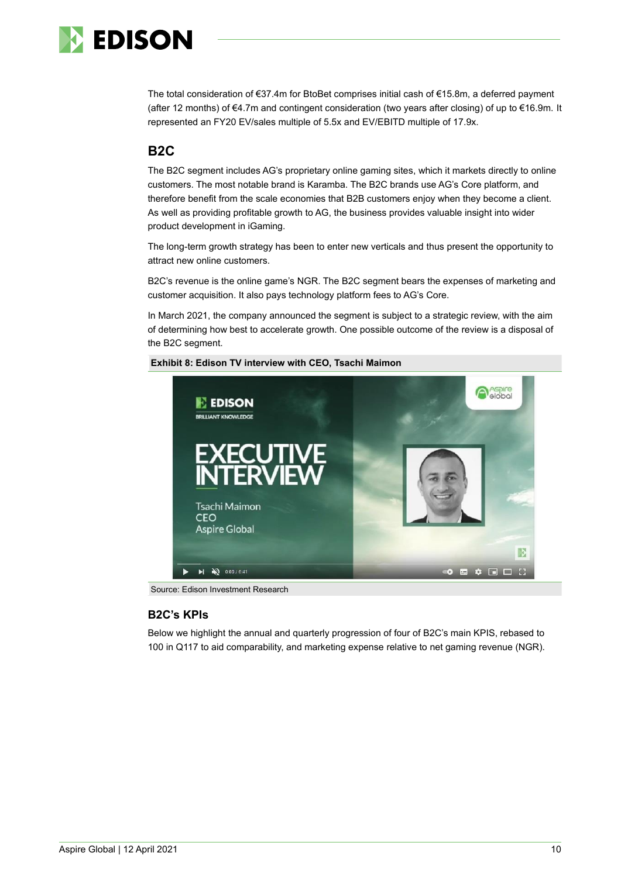The total consideration of €37.4m for BtoBet comprises initial cash of €15.8m, a deferred payment (after 12 months) of €4.7m and contingent consideration (two years after closing) of up to €16.9m. It represented an FY20 EV/sales multiple of 5.5x and EV/EBITD multiple of 17.9x.

## B2C

The B2C segment includes AG's proprietary online gaming sites, which it markets directly to online customers. The most notable brand is Karamba. The B2C brands use AG's Core platform, and therefore benefit from the scale economies that B2B customers enjoy when they become a client. As well as providing profitable growth to AG, the business provides valuable insight into wider product development in iGaming.

The long-term growth strategy has been to enter new verticals and thus present the opportunity to attract new online customers.

B2C's revenue is the online game's NGR. The B2C segment bears the expenses of marketing and customer acquisition. It also pays technology platform fees to AG's Core.

In March 2021, the company announced the segment is subject to a strategic review, with the aim of determining how best to accelerate growth. One possible outcome of the review is a disposal of the B2C segment.

**Exhibit 8: Edison TV interview with CEO, Tsachi Maimon**

Source: Edison Investment Research

### B2C's KPIs

Below we highlight the annual and quarterly progression of four of B2C's main KPIS, rebased to 100 in Q117 to aid comparability, and marketing expense relative to net gaming revenue (NGR).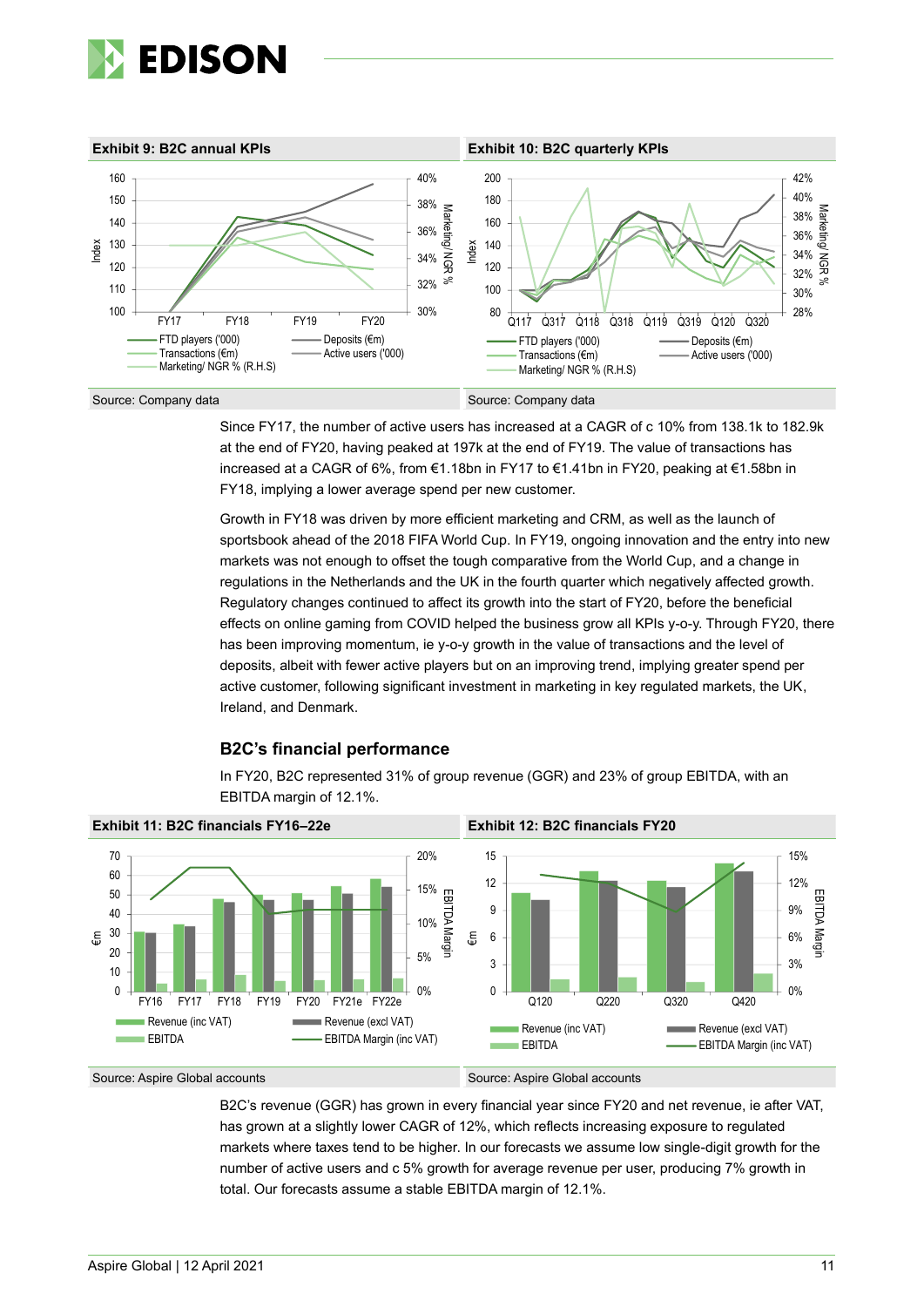**Exhibit 9: B2C annual KPIs**

Source: Company data

**Exhibit 10: B2C quarterly KPIs**

Source: Company data

Since FY17, the number of active users has increased at a CAGR of c 10% from 138.1k to 182.9k at the end of FY20, having peaked at 197k at the end of FY19. The value of transactions has increased at a CAGR of 6%, from €1.18bn in FY17 to €1.41bn in FY20, peaking at €1.58bn in FY18, implying a lower average spend per new customer.

Growth in FY18 was driven by more efficient marketing and CRM, as well as the launch of sportsbook ahead of the 2018 FIFA World Cup. In FY19, ongoing innovation and the entry into new markets was not enough to offset the tough comparative from the World Cup, and a change in regulations in the Netherlands and the UK in the fourth quarter which negatively affected growth. Regulatory changes continued to affect its growth into the start of FY20, before the beneficial effects on online gaming from COVID helped the business grow all KPIs y-o-y. Through FY20, there has been improving momentum, ie y-o-y growth in the value of transactions and the level of deposits, albeit with fewer active players but on an improving trend, implying greater spend per active customer, following significant investment in marketing in key regulated markets, the UK, Ireland, and Denmark.

## B2C's financial performance

In FY20, B2C represented 31% of group revenue (GGR) and 23% of group EBITDA, with an EBITDA margin of 12.1%.

**Exhibit 11: B2C financials FY16–22e**

Source: Aspire Global accounts

**Exhibit 12: B2C financials FY20**

Source: Aspire Global accounts

B2C's revenue (GGR) has grown in every financial year since FY20 and net revenue, ie after VAT, has grown at a slightly lower CAGR of 12%, which reflects increasing exposure to regulated markets where taxes tend to be higher. In our forecasts we assume low single-digit growth for the number of active users and c 5% growth for average revenue per user, producing 7% growth in total. Our forecasts assume a stable EBITDA margin of 12.1%.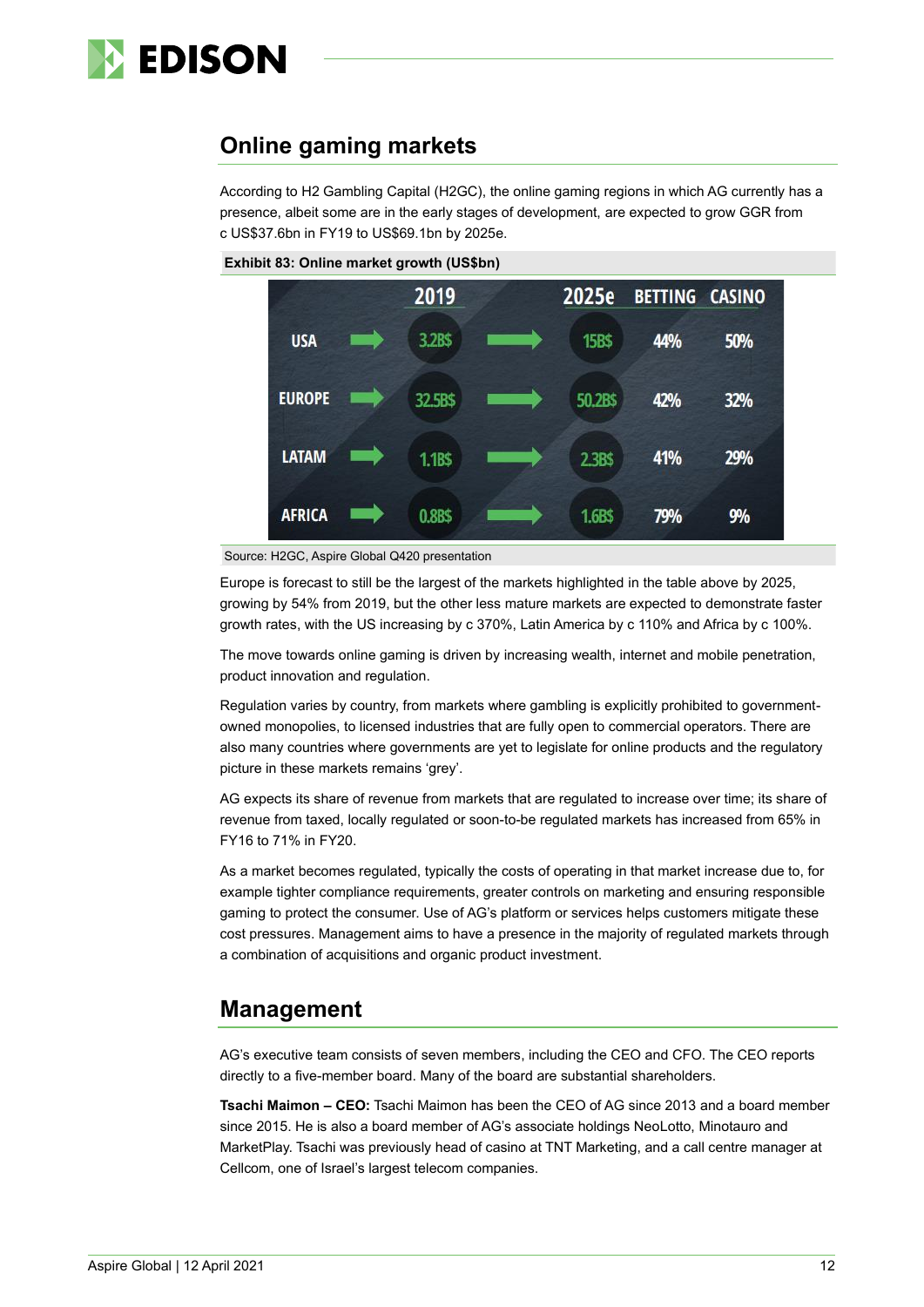## Online gaming markets

According to H2 Gambling Capital (H2GC), the online gaming regions in which AG currently has a presence, albeit some are in the early stages of development, are expected to grow GGR from c US$37.6bn in FY19 to US$69.1bn by 2025e.

**Exhibit 83: Online market growth (US$bn)**

| | 2019 | 2025e | BETTING | CASINO |
|---|---|---|---|---|
| USA | 3.2B$ | 15B$ | 44% | 50% |
| EUROPE | 32.5B$ | 50.2B$ | 42% | 32% |
| LATAM | 1.1B$ | 2.3B$ | 41% | 29% |
| AFRICA | 0.8B$ | 1.6B$ | 79% | 9% |

Source: H2GC, Aspire Global Q420 presentation

Europe is forecast to still be the largest of the markets highlighted in the table above by 2025, growing by 54% from 2019, but the other less mature markets are expected to demonstrate faster growth rates, with the US increasing by c 370%, Latin America by c 110% and Africa by c 100%.

The move towards online gaming is driven by increasing wealth, internet and mobile penetration, product innovation and regulation.

Regulation varies by country, from markets where gambling is explicitly prohibited to government-owned monopolies, to licensed industries that are fully open to commercial operators. There are also many countries where governments are yet to legislate for online products and the regulatory picture in these markets remains 'grey'.

AG expects its share of revenue from markets that are regulated to increase over time; its share of revenue from taxed, locally regulated or soon-to-be regulated markets has increased from 65% in FY16 to 71% in FY20.

As a market becomes regulated, typically the costs of operating in that market increase due to, for example tighter compliance requirements, greater controls on marketing and ensuring responsible gaming to protect the consumer. Use of AG's platform or services helps customers mitigate these cost pressures. Management aims to have a presence in the majority of regulated markets through a combination of acquisitions and organic product investment.

## Management

AG's executive team consists of seven members, including the CEO and CFO. The CEO reports directly to a five-member board. Many of the board are substantial shareholders.

**Tsachi Maimon – CEO:** Tsachi Maimon has been the CEO of AG since 2013 and a board member since 2015. He is also a board member of AG's associate holdings NeoLotto, Minotauro and MarketPlay. Tsachi was previously head of casino at TNT Marketing, and a call centre manager at Cellcom, one of Israel's largest telecom companies.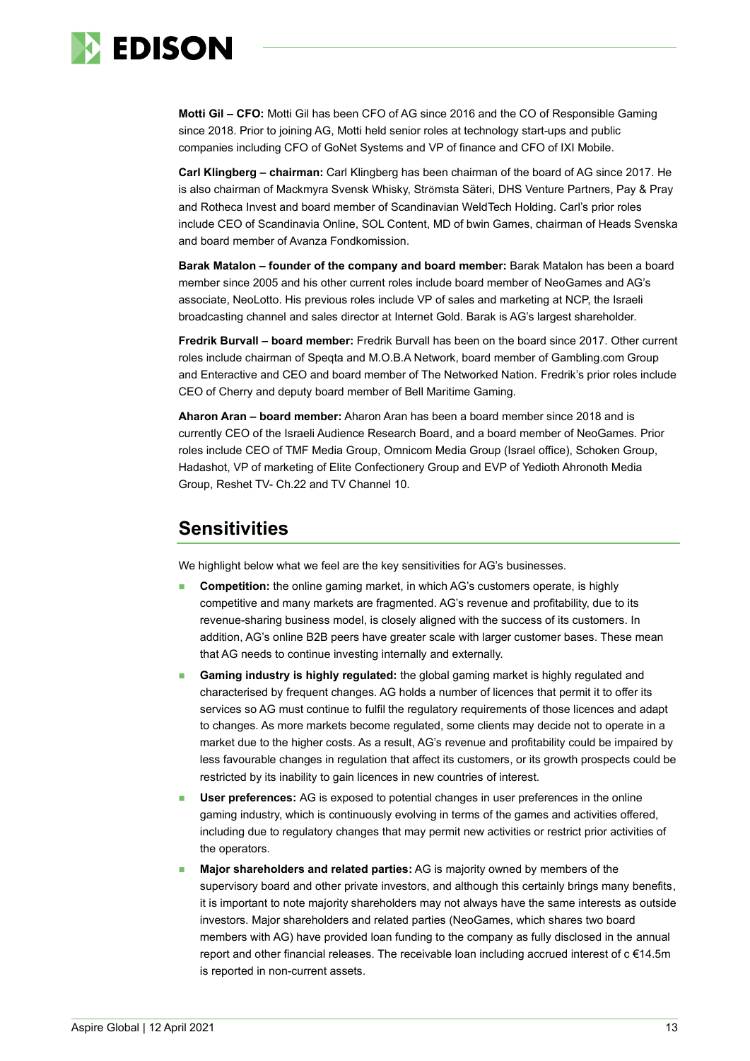**Motti Gil – CFO:** Motti Gil has been CFO of AG since 2016 and the CO of Responsible Gaming since 2018. Prior to joining AG, Motti held senior roles at technology start-ups and public companies including CFO of GoNet Systems and VP of finance and CFO of IXI Mobile.

**Carl Klingberg – chairman:** Carl Klingberg has been chairman of the board of AG since 2017. He is also chairman of Mackmyra Svensk Whisky, Strömsta Säteri, DHS Venture Partners, Pay & Pray and Rotheca Invest and board member of Scandinavian WeldTech Holding. Carl's prior roles include CEO of Scandinavia Online, SOL Content, MD of bwin Games, chairman of Heads Svenska and board member of Avanza Fondkomission.

**Barak Matalon – founder of the company and board member:** Barak Matalon has been a board member since 2005 and his other current roles include board member of NeoGames and AG's associate, NeoLotto. His previous roles include VP of sales and marketing at NCP, the Israeli broadcasting channel and sales director at Internet Gold. Barak is AG's largest shareholder.

**Fredrik Burvall – board member:** Fredrik Burvall has been on the board since 2017. Other current roles include chairman of Speqta and M.O.B.A Network, board member of Gambling.com Group and Enteractive and CEO and board member of The Networked Nation. Fredrik's prior roles include CEO of Cherry and deputy board member of Bell Maritime Gaming.

**Aharon Aran – board member:** Aharon Aran has been a board member since 2018 and is currently CEO of the Israeli Audience Research Board, and a board member of NeoGames. Prior roles include CEO of TMF Media Group, Omnicom Media Group (Israel office), Schoken Group, Hadashot, VP of marketing of Elite Confectionery Group and EVP of Yedioth Ahronoth Media Group, Reshet TV- Ch.22 and TV Channel 10.

## Sensitivities

We highlight below what we feel are the key sensitivities for AG's businesses.

- **Competition:** the online gaming market, in which AG's customers operate, is highly competitive and many markets are fragmented. AG's revenue and profitability, due to its revenue-sharing business model, is closely aligned with the success of its customers. In addition, AG's online B2B peers have greater scale with larger customer bases. These mean that AG needs to continue investing internally and externally.
- **Gaming industry is highly regulated:** the global gaming market is highly regulated and characterised by frequent changes. AG holds a number of licences that permit it to offer its services so AG must continue to fulfil the regulatory requirements of those licences and adapt to changes. As more markets become regulated, some clients may decide not to operate in a market due to the higher costs. As a result, AG's revenue and profitability could be impaired by less favourable changes in regulation that affect its customers, or its growth prospects could be restricted by its inability to gain licences in new countries of interest.
- **User preferences:** AG is exposed to potential changes in user preferences in the online gaming industry, which is continuously evolving in terms of the games and activities offered, including due to regulatory changes that may permit new activities or restrict prior activities of the operators.
- **Major shareholders and related parties:** AG is majority owned by members of the supervisory board and other private investors, and although this certainly brings many benefits, it is important to note majority shareholders may not always have the same interests as outside investors. Major shareholders and related parties (NeoGames, which shares two board members with AG) have provided loan funding to the company as fully disclosed in the annual report and other financial releases. The receivable loan including accrued interest of c €14.5m is reported in non-current assets.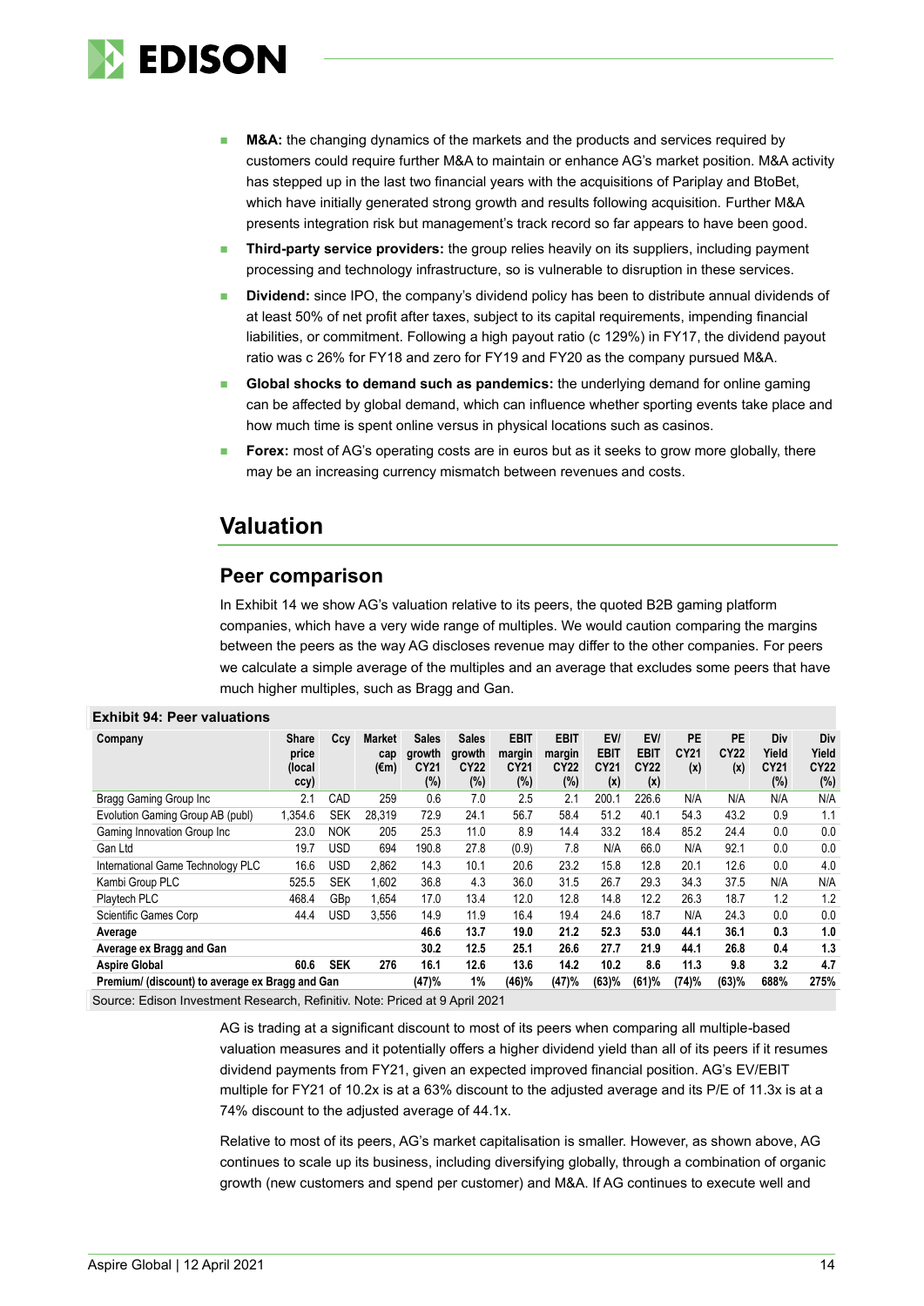- **M&A:** the changing dynamics of the markets and the products and services required by customers could require further M&A to maintain or enhance AG's market position. M&A activity has stepped up in the last two financial years with the acquisitions of Pariplay and BtoBet, which have initially generated strong growth and results following acquisition. Further M&A presents integration risk but management's track record so far appears to have been good.
- **Third-party service providers:** the group relies heavily on its suppliers, including payment processing and technology infrastructure, so is vulnerable to disruption in these services.
- **Dividend:** since IPO, the company's dividend policy has been to distribute annual dividends of at least 50% of net profit after taxes, subject to its capital requirements, impending financial liabilities, or commitment. Following a high payout ratio (c 129%) in FY17, the dividend payout ratio was c 26% for FY18 and zero for FY19 and FY20 as the company pursued M&A.
- **Global shocks to demand such as pandemics:** the underlying demand for online gaming can be affected by global demand, which can influence whether sporting events take place and how much time is spent online versus in physical locations such as casinos.
- **Forex:** most of AG's operating costs are in euros but as it seeks to grow more globally, there may be an increasing currency mismatch between revenues and costs.

## Valuation

### Peer comparison

In Exhibit 14 we show AG's valuation relative to its peers, the quoted B2B gaming platform companies, which have a very wide range of multiples. We would caution comparing the margins between the peers as the way AG discloses revenue may differ to the other companies. For peers we calculate a simple average of the multiples and an average that excludes some peers that have much higher multiples, such as Bragg and Gan.

**Exhibit 94: Peer valuations**

| Company | Share price (local ccy) | Ccy | Market cap (€m) | Sales growth CY21 (%) | Sales growth CY22 (%) | EBIT margin CY21 (%) | EBIT margin CY22 (%) | EV/ EBIT CY21 (x) | EV/ EBIT CY22 (x) | PE CY21 (x) | PE CY22 (x) | Div Yield CY21 (%) | Div Yield CY22 (%) |
|---|---|---|---|---|---|---|---|---|---|---|---|---|---|
| Bragg Gaming Group Inc | 2.1 | CAD | 259 | 0.6 | 7.0 | 2.5 | 2.1 | 200.1 | 226.6 | N/A | N/A | N/A | N/A |
| Evolution Gaming Group AB (publ) | 1,354.6 | SEK | 28,319 | 72.9 | 24.1 | 56.7 | 58.4 | 51.2 | 40.1 | 54.3 | 43.2 | 0.9 | 1.1 |
| Gaming Innovation Group Inc | 23.0 | NOK | 205 | 25.3 | 11.0 | 8.9 | 14.4 | 33.2 | 18.4 | 85.2 | 24.4 | 0.0 | 0.0 |
| Gan Ltd | 19.7 | USD | 694 | 190.8 | 27.8 | (0.9) | 7.8 | N/A | 66.0 | N/A | 92.1 | 0.0 | 0.0 |
| International Game Technology PLC | 16.6 | USD | 2,862 | 14.3 | 10.1 | 20.6 | 23.2 | 15.8 | 12.8 | 20.1 | 12.6 | 0.0 | 4.0 |
| Kambi Group PLC | 525.5 | SEK | 1,602 | 36.8 | 4.3 | 36.0 | 31.5 | 26.7 | 29.3 | 34.3 | 37.5 | N/A | N/A |
| Playtech PLC | 468.4 | GBp | 1,654 | 17.0 | 13.4 | 12.0 | 12.8 | 14.8 | 12.2 | 26.3 | 18.7 | 1.2 | 1.2 |
| Scientific Games Corp | 44.4 | USD | 3,556 | 14.9 | 11.9 | 16.4 | 19.4 | 24.6 | 18.7 | N/A | 24.3 | 0.0 | 0.0 |
| **Average** | | | | **46.6** | **13.7** | **19.0** | **21.2** | **52.3** | **53.0** | **44.1** | **36.1** | **0.3** | **1.0** |
| **Average ex Bragg and Gan** | | | | **30.2** | **12.5** | **25.1** | **26.6** | **27.7** | **21.9** | **44.1** | **26.8** | **0.4** | **1.3** |
| **Aspire Global** | **60.6** | **SEK** | **276** | **16.1** | **12.6** | **13.6** | **14.2** | **10.2** | **8.6** | **11.3** | **9.8** | **3.2** | **4.7** |
| **Premium/ (discount) to average ex Bragg and Gan** | | | | **(47)%** | **1%** | **(46)%** | **(47)%** | **(63)%** | **(61)%** | **(74)%** | **(63)%** | **688%** | **275%** |

Source: Edison Investment Research, Refinitiv. Note: Priced at 9 April 2021

AG is trading at a significant discount to most of its peers when comparing all multiple-based valuation measures and it potentially offers a higher dividend yield than all of its peers if it resumes dividend payments from FY21, given an expected improved financial position. AG's EV/EBIT multiple for FY21 of 10.2x is at a 63% discount to the adjusted average and its P/E of 11.3x is at a 74% discount to the adjusted average of 44.1x.

Relative to most of its peers, AG's market capitalisation is smaller. However, as shown above, AG continues to scale up its business, including diversifying globally, through a combination of organic growth (new customers and spend per customer) and M&A. If AG continues to execute well and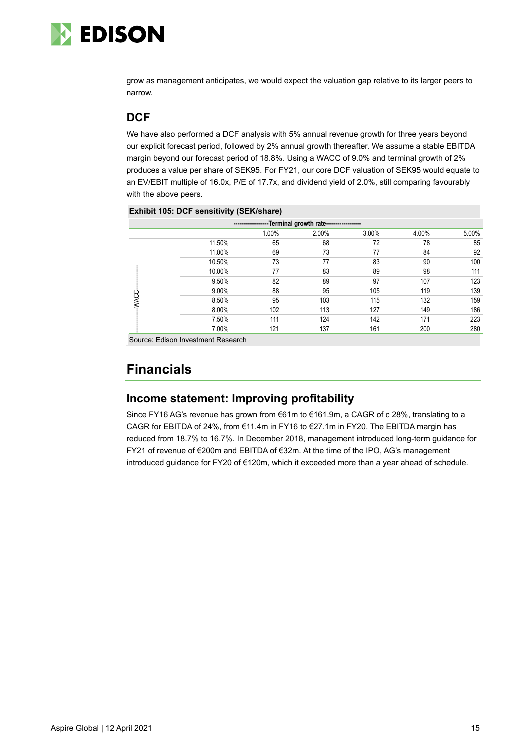grow as management anticipates, we would expect the valuation gap relative to its larger peers to narrow.

## DCF

We have also performed a DCF analysis with 5% annual revenue growth for three years beyond our explicit forecast period, followed by 2% annual growth thereafter. We assume a stable EBITDA margin beyond our forecast period of 18.8%. Using a WACC of 9.0% and terminal growth of 2% produces a value per share of SEK95. For FY21, our core DCF valuation of SEK95 would equate to an EV/EBIT multiple of 16.0x, P/E of 17.7x, and dividend yield of 2.0%, still comparing favourably with the above peers.

**Exhibit 105: DCF sensitivity (SEK/share)**

| | | Terminal growth rate | | | | |
|---|---|---|---|---|---|---|
| | | 1.00% | 2.00% | 3.00% | 4.00% | 5.00% |
| WACC | 11.50% | 65 | 68 | 72 | 78 | 85 |
| | 11.00% | 69 | 73 | 77 | 84 | 92 |
| | 10.50% | 73 | 77 | 83 | 90 | 100 |
| | 10.00% | 77 | 83 | 89 | 98 | 111 |
| | 9.50% | 82 | 89 | 97 | 107 | 123 |
| | 9.00% | 88 | 95 | 105 | 119 | 139 |
| | 8.50% | 95 | 103 | 115 | 132 | 159 |
| | 8.00% | 102 | 113 | 127 | 149 | 186 |
| | 7.50% | 111 | 124 | 142 | 171 | 223 |
| | 7.00% | 121 | 137 | 161 | 200 | 280 |

Source: Edison Investment Research

# Financials

## Income statement: Improving profitability

Since FY16 AG's revenue has grown from €61m to €161.9m, a CAGR of c 28%, translating to a CAGR for EBITDA of 24%, from €11.4m in FY16 to €27.1m in FY20. The EBITDA margin has reduced from 18.7% to 16.7%. In December 2018, management introduced long-term guidance for FY21 of revenue of €200m and EBITDA of €32m. At the time of the IPO, AG's management introduced guidance for FY20 of €120m, which it exceeded more than a year ahead of schedule.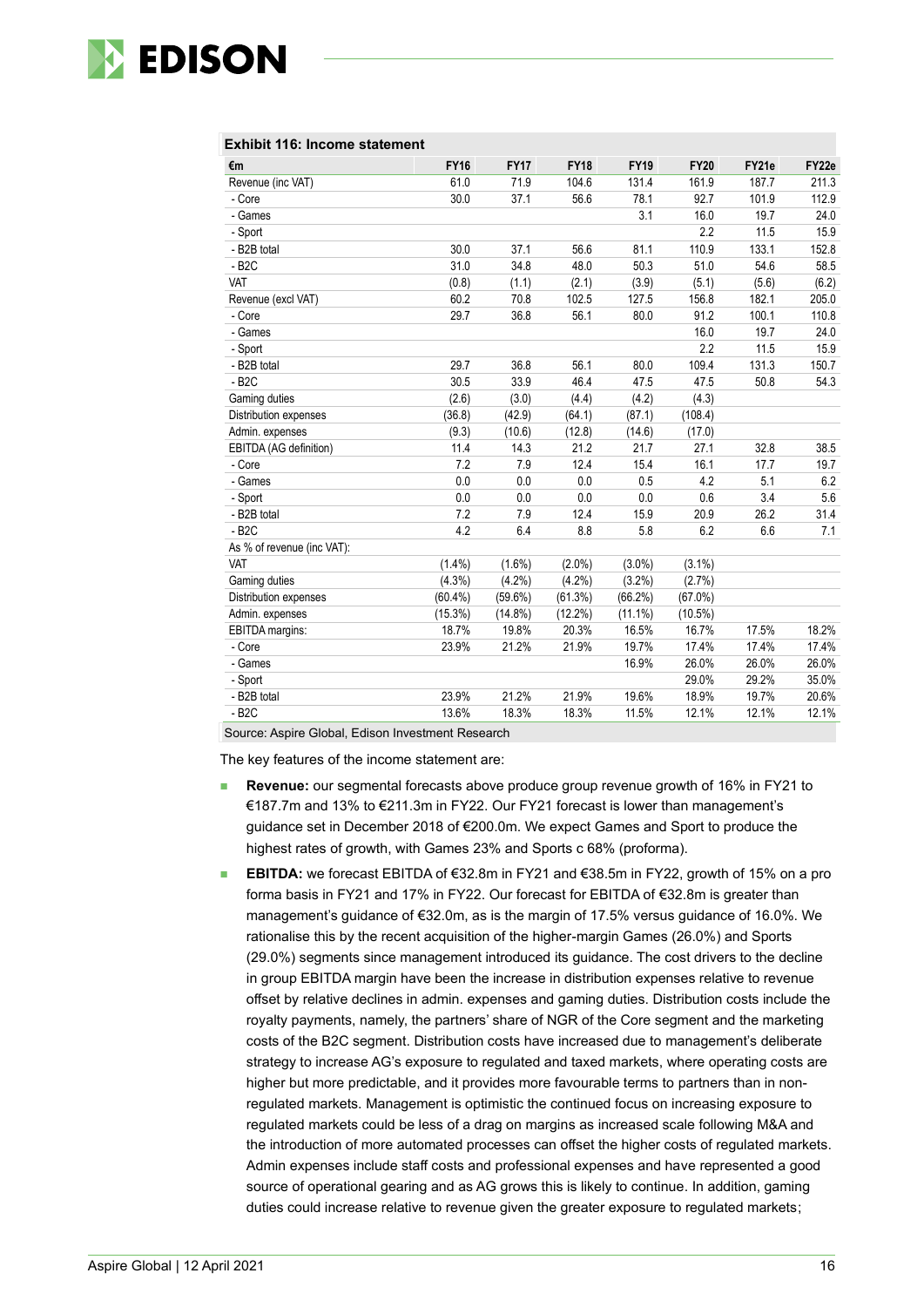**Exhibit 116: Income statement**

| €m | FY16 | FY17 | FY18 | FY19 | FY20 | FY21e | FY22e |
|---|---|---|---|---|---|---|---|
| Revenue (inc VAT) | 61.0 | 71.9 | 104.6 | 131.4 | 161.9 | 187.7 | 211.3 |
| - Core | 30.0 | 37.1 | 56.6 | 78.1 | 92.7 | 101.9 | 112.9 |
| - Games | | | | 3.1 | 16.0 | 19.7 | 24.0 |
| - Sport | | | | | 2.2 | 11.5 | 15.9 |
| - B2B total | 30.0 | 37.1 | 56.6 | 81.1 | 110.9 | 133.1 | 152.8 |
| - B2C | 31.0 | 34.8 | 48.0 | 50.3 | 51.0 | 54.6 | 58.5 |
| VAT | (0.8) | (1.1) | (2.1) | (3.9) | (5.1) | (5.6) | (6.2) |
| Revenue (excl VAT) | 60.2 | 70.8 | 102.5 | 127.5 | 156.8 | 182.1 | 205.0 |
| - Core | 29.7 | 36.8 | 56.1 | 80.0 | 91.2 | 100.1 | 110.8 |
| - Games | | | | | 16.0 | 19.7 | 24.0 |
| - Sport | | | | | 2.2 | 11.5 | 15.9 |
| - B2B total | 29.7 | 36.8 | 56.1 | 80.0 | 109.4 | 131.3 | 150.7 |
| - B2C | 30.5 | 33.9 | 46.4 | 47.5 | 47.5 | 50.8 | 54.3 |
| Gaming duties | (2.6) | (3.0) | (4.4) | (4.2) | (4.3) | | |
| Distribution expenses | (36.8) | (42.9) | (64.1) | (87.1) | (108.4) | | |
| Admin. expenses | (9.3) | (10.6) | (12.8) | (14.6) | (17.0) | | |
| EBITDA (AG definition) | 11.4 | 14.3 | 21.2 | 21.7 | 27.1 | 32.8 | 38.5 |
| - Core | 7.2 | 7.9 | 12.4 | 15.4 | 16.1 | 17.7 | 19.7 |
| - Games | 0.0 | 0.0 | 0.0 | 0.5 | 4.2 | 5.1 | 6.2 |
| - Sport | 0.0 | 0.0 | 0.0 | 0.0 | 0.6 | 3.4 | 5.6 |
| - B2B total | 7.2 | 7.9 | 12.4 | 15.9 | 20.9 | 26.2 | 31.4 |
| - B2C | 4.2 | 6.4 | 8.8 | 5.8 | 6.2 | 6.6 | 7.1 |
| As % of revenue (inc VAT): | | | | | | | |
| VAT | (1.4%) | (1.6%) | (2.0%) | (3.0%) | (3.1%) | | |
| Gaming duties | (4.3%) | (4.2%) | (4.2%) | (3.2%) | (2.7%) | | |
| Distribution expenses | (60.4%) | (59.6%) | (61.3%) | (66.2%) | (67.0%) | | |
| Admin. expenses | (15.3%) | (14.8%) | (12.2%) | (11.1%) | (10.5%) | | |
| EBITDA margins: | 18.7% | 19.8% | 20.3% | 16.5% | 16.7% | 17.5% | 18.2% |
| - Core | 23.9% | 21.2% | 21.9% | 19.7% | 17.4% | 17.4% | 17.4% |
| - Games | | | | 16.9% | 26.0% | 26.0% | 26.0% |
| - Sport | | | | | 29.0% | 29.2% | 35.0% |
| - B2B total | 23.9% | 21.2% | 21.9% | 19.6% | 18.9% | 19.7% | 20.6% |
| - B2C | 13.6% | 18.3% | 18.3% | 11.5% | 12.1% | 12.1% | 12.1% |

Source: Aspire Global, Edison Investment Research

The key features of the income statement are:

- **Revenue:** our segmental forecasts above produce group revenue growth of 16% in FY21 to €187.7m and 13% to €211.3m in FY22. Our FY21 forecast is lower than management's guidance set in December 2018 of €200.0m. We expect Games and Sport to produce the highest rates of growth, with Games 23% and Sports c 68% (proforma).
- **EBITDA:** we forecast EBITDA of €32.8m in FY21 and €38.5m in FY22, growth of 15% on a pro forma basis in FY21 and 17% in FY22. Our forecast for EBITDA of €32.8m is greater than management's guidance of €32.0m, as is the margin of 17.5% versus guidance of 16.0%. We rationalise this by the recent acquisition of the higher-margin Games (26.0%) and Sports (29.0%) segments since management introduced its guidance. The cost drivers to the decline in group EBITDA margin have been the increase in distribution expenses relative to revenue offset by relative declines in admin. expenses and gaming duties. Distribution costs include the royalty payments, namely, the partners' share of NGR of the Core segment and the marketing costs of the B2C segment. Distribution costs have increased due to management's deliberate strategy to increase AG's exposure to regulated and taxed markets, where operating costs are higher but more predictable, and it provides more favourable terms to partners than in non-regulated markets. Management is optimistic the continued focus on increasing exposure to regulated markets could be less of a drag on margins as increased scale following M&A and the introduction of more automated processes can offset the higher costs of regulated markets. Admin expenses include staff costs and professional expenses and have represented a good source of operational gearing and as AG grows this is likely to continue. In addition, gaming duties could increase relative to revenue given the greater exposure to regulated markets;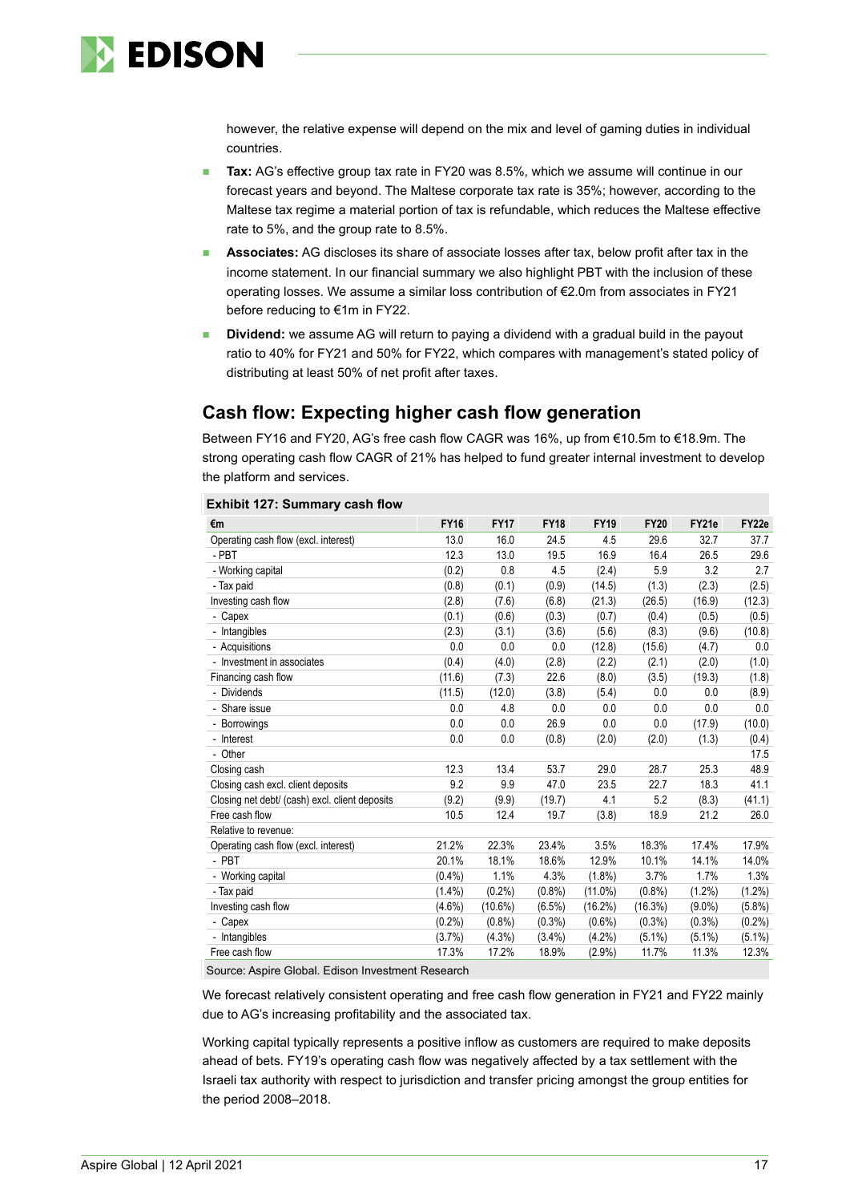however, the relative expense will depend on the mix and level of gaming duties in individual countries.

- **Tax:** AG's effective group tax rate in FY20 was 8.5%, which we assume will continue in our forecast years and beyond. The Maltese corporate tax rate is 35%; however, according to the Maltese tax regime a material portion of tax is refundable, which reduces the Maltese effective rate to 5%, and the group rate to 8.5%.
- **Associates:** AG discloses its share of associate losses after tax, below profit after tax in the income statement. In our financial summary we also highlight PBT with the inclusion of these operating losses. We assume a similar loss contribution of €2.0m from associates in FY21 before reducing to €1m in FY22.
- **Dividend:** we assume AG will return to paying a dividend with a gradual build in the payout ratio to 40% for FY21 and 50% for FY22, which compares with management's stated policy of distributing at least 50% of net profit after taxes.

## Cash flow: Expecting higher cash flow generation

Between FY16 and FY20, AG's free cash flow CAGR was 16%, up from €10.5m to €18.9m. The strong operating cash flow CAGR of 21% has helped to fund greater internal investment to develop the platform and services.

**Exhibit 127: Summary cash flow**

| €m | FY16 | FY17 | FY18 | FY19 | FY20 | FY21e | FY22e |
|---|---|---|---|---|---|---|---|
| Operating cash flow (excl. interest) | 13.0 | 16.0 | 24.5 | 4.5 | 29.6 | 32.7 | 37.7 |
| - PBT | 12.3 | 13.0 | 19.5 | 16.9 | 16.4 | 26.5 | 29.6 |
| - Working capital | (0.2) | 0.8 | 4.5 | (2.4) | 5.9 | 3.2 | 2.7 |
| - Tax paid | (0.8) | (0.1) | (0.9) | (14.5) | (1.3) | (2.3) | (2.5) |
| Investing cash flow | (2.8) | (7.6) | (6.8) | (21.3) | (26.5) | (16.9) | (12.3) |
| - Capex | (0.1) | (0.6) | (0.3) | (0.7) | (0.4) | (0.5) | (0.5) |
| - Intangibles | (2.3) | (3.1) | (3.6) | (5.6) | (8.3) | (9.6) | (10.8) |
| - Acquisitions | 0.0 | 0.0 | 0.0 | (12.8) | (15.6) | (4.7) | 0.0 |
| - Investment in associates | (0.4) | (4.0) | (2.8) | (2.2) | (2.1) | (2.0) | (1.0) |
| Financing cash flow | (11.6) | (7.3) | 22.6 | (8.0) | (3.5) | (19.3) | (1.8) |
| - Dividends | (11.5) | (12.0) | (3.8) | (5.4) | 0.0 | 0.0 | (8.9) |
| - Share issue | 0.0 | 4.8 | 0.0 | 0.0 | 0.0 | 0.0 | 0.0 |
| - Borrowings | 0.0 | 0.0 | 26.9 | 0.0 | 0.0 | (17.9) | (10.0) |
| - Interest | 0.0 | 0.0 | (0.8) | (2.0) | (2.0) | (1.3) | (0.4) |
| - Other | | | | | | | 17.5 |
| Closing cash | 12.3 | 13.4 | 53.7 | 29.0 | 28.7 | 25.3 | 48.9 |
| Closing cash excl. client deposits | 9.2 | 9.9 | 47.0 | 23.5 | 22.7 | 18.3 | 41.1 |
| Closing net debt/ (cash) excl. client deposits | (9.2) | (9.9) | (19.7) | 4.1 | 5.2 | (8.3) | (41.1) |
| Free cash flow | 10.5 | 12.4 | 19.7 | (3.8) | 18.9 | 21.2 | 26.0 |
| Relative to revenue: | | | | | | | |
| Operating cash flow (excl. interest) | 21.2% | 22.3% | 23.4% | 3.5% | 18.3% | 17.4% | 17.9% |
| - PBT | 20.1% | 18.1% | 18.6% | 12.9% | 10.1% | 14.1% | 14.0% |
| - Working capital | (0.4%) | 1.1% | 4.3% | (1.8%) | 3.7% | 1.7% | 1.3% |
| - Tax paid | (1.4%) | (0.2%) | (0.8%) | (11.0%) | (0.8%) | (1.2%) | (1.2%) |
| Investing cash flow | (4.6%) | (10.6%) | (6.5%) | (16.2%) | (16.3%) | (9.0%) | (5.8%) |
| - Capex | (0.2%) | (0.8%) | (0.3%) | (0.6%) | (0.3%) | (0.3%) | (0.2%) |
| - Intangibles | (3.7%) | (4.3%) | (3.4%) | (4.2%) | (5.1%) | (5.1%) | (5.1%) |
| Free cash flow | 17.3% | 17.2% | 18.9% | (2.9%) | 11.7% | 11.3% | 12.3% |

Source: Aspire Global. Edison Investment Research

We forecast relatively consistent operating and free cash flow generation in FY21 and FY22 mainly due to AG's increasing profitability and the associated tax.

Working capital typically represents a positive inflow as customers are required to make deposits ahead of bets. FY19's operating cash flow was negatively affected by a tax settlement with the Israeli tax authority with respect to jurisdiction and transfer pricing amongst the group entities for the period 2008–2018.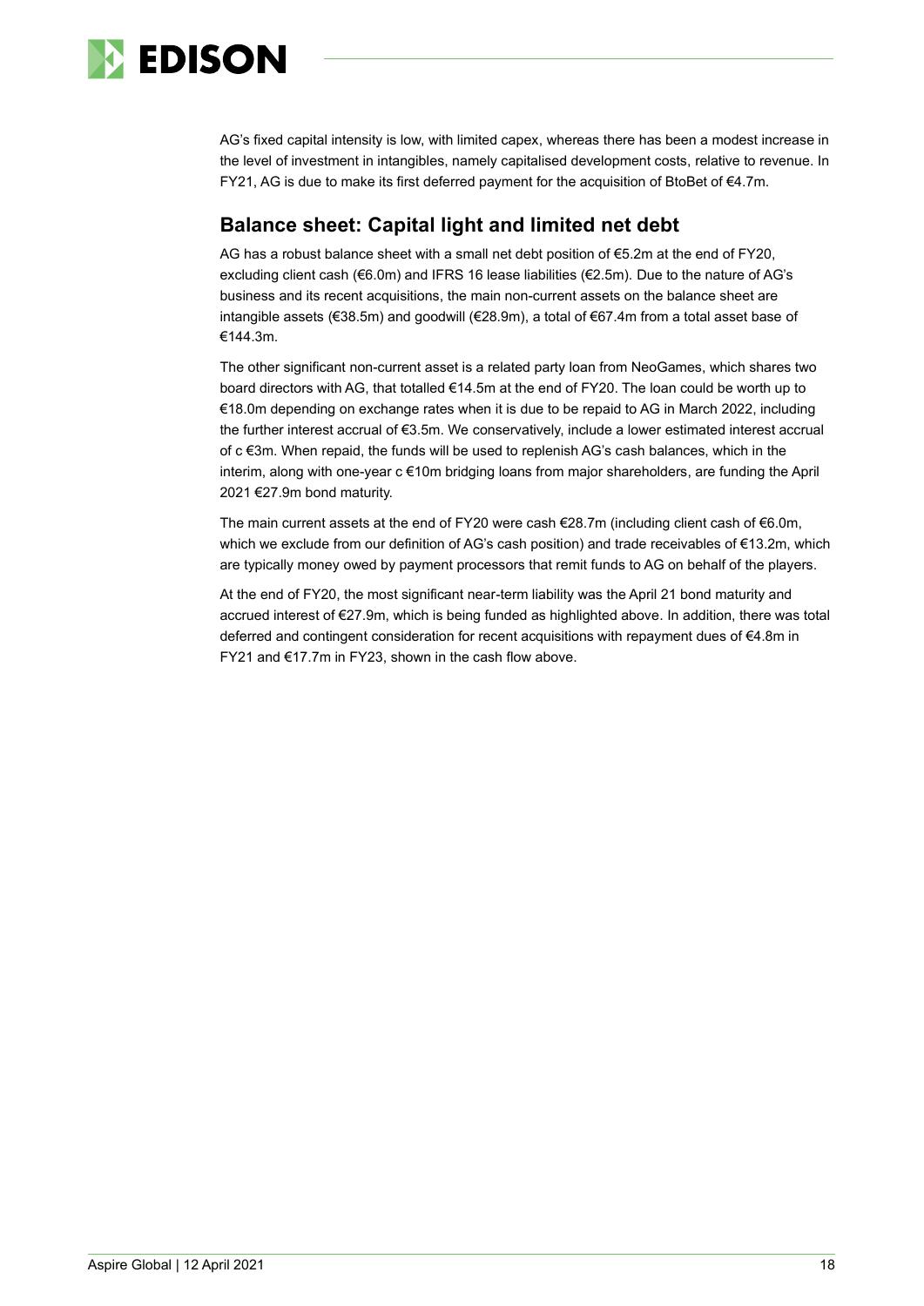AG's fixed capital intensity is low, with limited capex, whereas there has been a modest increase in the level of investment in intangibles, namely capitalised development costs, relative to revenue. In FY21, AG is due to make its first deferred payment for the acquisition of BtoBet of €4.7m.

## Balance sheet: Capital light and limited net debt

AG has a robust balance sheet with a small net debt position of €5.2m at the end of FY20, excluding client cash (€6.0m) and IFRS 16 lease liabilities (€2.5m). Due to the nature of AG's business and its recent acquisitions, the main non-current assets on the balance sheet are intangible assets (€38.5m) and goodwill (€28.9m), a total of €67.4m from a total asset base of €144.3m.

The other significant non-current asset is a related party loan from NeoGames, which shares two board directors with AG, that totalled €14.5m at the end of FY20. The loan could be worth up to €18.0m depending on exchange rates when it is due to be repaid to AG in March 2022, including the further interest accrual of €3.5m. We conservatively, include a lower estimated interest accrual of c €3m. When repaid, the funds will be used to replenish AG's cash balances, which in the interim, along with one-year c €10m bridging loans from major shareholders, are funding the April 2021 €27.9m bond maturity.

The main current assets at the end of FY20 were cash €28.7m (including client cash of €6.0m, which we exclude from our definition of AG's cash position) and trade receivables of €13.2m, which are typically money owed by payment processors that remit funds to AG on behalf of the players.

At the end of FY20, the most significant near-term liability was the April 21 bond maturity and accrued interest of €27.9m, which is being funded as highlighted above. In addition, there was total deferred and contingent consideration for recent acquisitions with repayment dues of €4.8m in FY21 and €17.7m in FY23, shown in the cash flow above.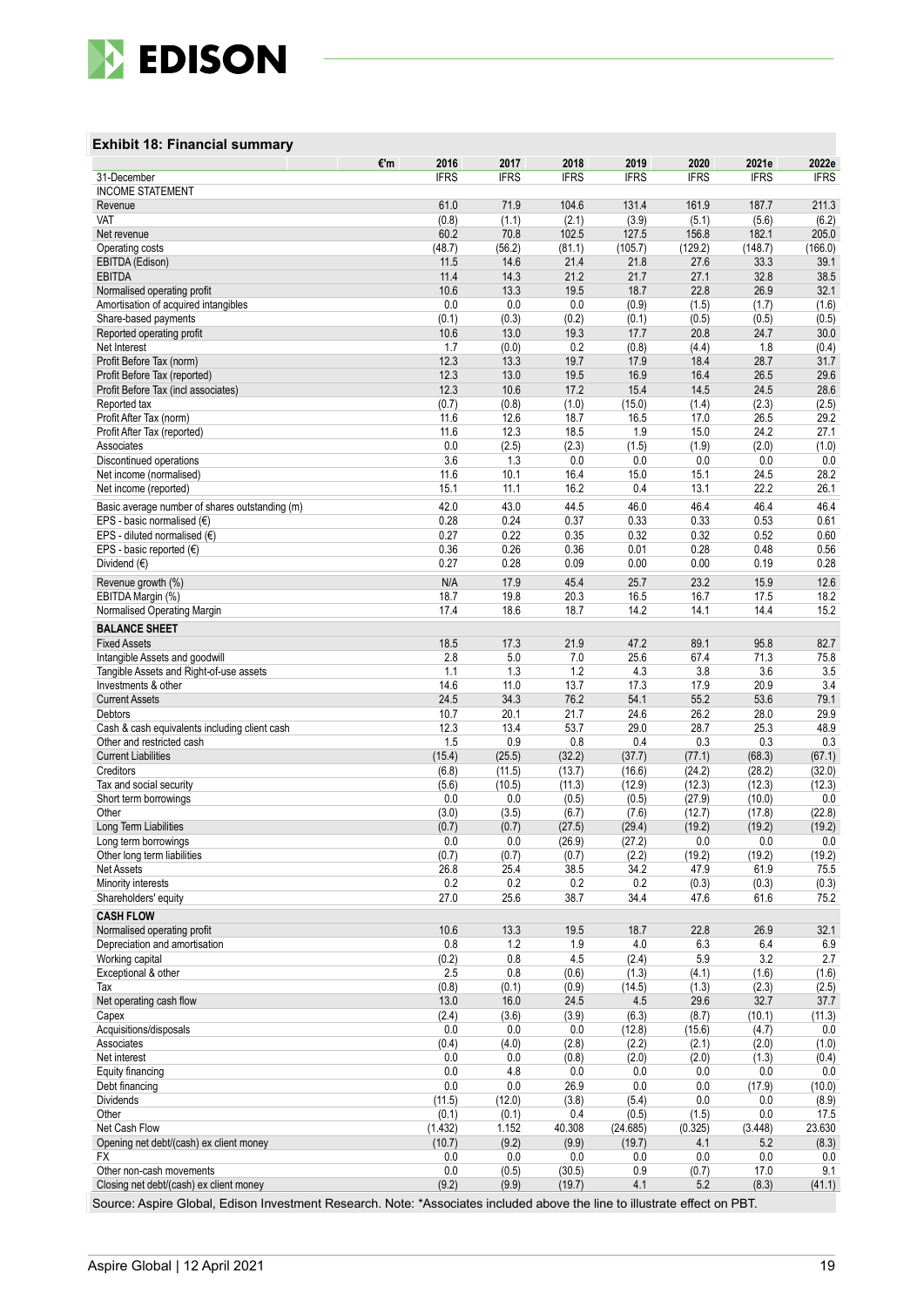### Exhibit 18: Financial summary

| €'m | 2016 | 2017 | 2018 | 2019 | 2020 | 2021e | 2022e |
|---|---|---|---|---|---|---|---|
| 31-December | IFRS | IFRS | IFRS | IFRS | IFRS | IFRS | IFRS |
| **INCOME STATEMENT** | | | | | | | |
| Revenue | 61.0 | 71.9 | 104.6 | 131.4 | 161.9 | 187.7 | 211.3 |
| VAT | (0.8) | (1.1) | (2.1) | (3.9) | (5.1) | (5.6) | (6.2) |
| Net revenue | 60.2 | 70.8 | 102.5 | 127.5 | 156.8 | 182.1 | 205.0 |
| Operating costs | (48.7) | (56.2) | (81.1) | (105.7) | (129.2) | (148.7) | (166.0) |
| EBITDA (Edison) | 11.5 | 14.6 | 21.4 | 21.8 | 27.6 | 33.3 | 39.1 |
| EBITDA | 11.4 | 14.3 | 21.2 | 21.7 | 27.1 | 32.8 | 38.5 |
| Normalised operating profit | 10.6 | 13.3 | 19.5 | 18.7 | 22.8 | 26.9 | 32.1 |
| Amortisation of acquired intangibles | 0.0 | 0.0 | 0.0 | (0.9) | (1.5) | (1.7) | (1.6) |
| Share-based payments | (0.1) | (0.3) | (0.2) | (0.1) | (0.5) | (0.5) | (0.5) |
| Reported operating profit | 10.6 | 13.0 | 19.3 | 17.7 | 20.8 | 24.7 | 30.0 |
| Net Interest | 1.7 | (0.0) | 0.2 | (0.8) | (4.4) | 1.8 | (0.4) |
| Profit Before Tax (norm) | 12.3 | 13.3 | 19.7 | 17.9 | 18.4 | 28.7 | 31.7 |
| Profit Before Tax (reported) | 12.3 | 13.0 | 19.5 | 16.9 | 16.4 | 26.5 | 29.6 |
| Profit Before Tax (incl associates) | 12.3 | 10.6 | 17.2 | 15.4 | 14.5 | 24.5 | 28.6 |
| Reported tax | (0.7) | (0.8) | (1.0) | (15.0) | (1.4) | (2.3) | (2.5) |
| Profit After Tax (norm) | 11.6 | 12.6 | 18.7 | 16.5 | 17.0 | 26.5 | 29.2 |
| Profit After Tax (reported) | 11.6 | 12.3 | 18.5 | 1.9 | 15.0 | 24.2 | 27.1 |
| Associates | 0.0 | (2.5) | (2.3) | (1.5) | (1.9) | (2.0) | (1.0) |
| Discontinued operations | 3.6 | 1.3 | 0.0 | 0.0 | 0.0 | 0.0 | 0.0 |
| Net income (normalised) | 11.6 | 10.1 | 16.4 | 15.0 | 15.1 | 24.5 | 28.2 |
| Net income (reported) | 15.1 | 11.1 | 16.2 | 0.4 | 13.1 | 22.2 | 26.1 |
| Basic average number of shares outstanding (m) | 42.0 | 43.0 | 44.5 | 46.0 | 46.4 | 46.4 | 46.4 |
| EPS - basic normalised (€) | 0.28 | 0.24 | 0.37 | 0.33 | 0.33 | 0.53 | 0.61 |
| EPS - diluted normalised (€) | 0.27 | 0.22 | 0.35 | 0.32 | 0.32 | 0.52 | 0.60 |
| EPS - basic reported (€) | 0.36 | 0.26 | 0.36 | 0.01 | 0.28 | 0.48 | 0.56 |
| Dividend (€) | 0.27 | 0.28 | 0.09 | 0.00 | 0.00 | 0.19 | 0.28 |
| Revenue growth (%) | N/A | 17.9 | 45.4 | 25.7 | 23.2 | 15.9 | 12.6 |
| EBITDA Margin (%) | 18.7 | 19.8 | 20.3 | 16.5 | 16.7 | 17.5 | 18.2 |
| Normalised Operating Margin | 17.4 | 18.6 | 18.7 | 14.2 | 14.1 | 14.4 | 15.2 |
| **BALANCE SHEET** | | | | | | | |
| Fixed Assets | 18.5 | 17.3 | 21.9 | 47.2 | 89.1 | 95.8 | 82.7 |
| Intangible Assets and goodwill | 2.8 | 5.0 | 7.0 | 25.6 | 67.4 | 71.3 | 75.8 |
| Tangible Assets and Right-of-use assets | 1.1 | 1.3 | 1.2 | 4.3 | 3.8 | 3.6 | 3.5 |
| Investments & other | 14.6 | 11.0 | 13.7 | 17.3 | 17.9 | 20.9 | 3.4 |
| Current Assets | 24.5 | 34.3 | 76.2 | 54.1 | 55.2 | 53.6 | 79.1 |
| Debtors | 10.7 | 20.1 | 21.7 | 24.6 | 26.2 | 28.0 | 29.9 |
| Cash & cash equivalents including client cash | 12.3 | 13.4 | 53.7 | 29.0 | 28.7 | 25.3 | 48.9 |
| Other and restricted cash | 1.5 | 0.9 | 0.8 | 0.4 | 0.3 | 0.3 | 0.3 |
| Current Liabilities | (15.4) | (25.5) | (32.2) | (37.7) | (77.1) | (68.3) | (67.1) |
| Creditors | (6.8) | (11.5) | (13.7) | (16.6) | (24.2) | (28.2) | (32.0) |
| Tax and social security | (5.6) | (10.5) | (11.3) | (12.9) | (12.3) | (12.3) | (12.3) |
| Short term borrowings | 0.0 | 0.0 | (0.5) | (0.5) | (27.9) | (10.0) | 0.0 |
| Other | (3.0) | (3.5) | (6.7) | (7.6) | (12.7) | (17.8) | (22.8) |
| Long Term Liabilities | (0.7) | (0.7) | (27.5) | (29.4) | (19.2) | (19.2) | (19.2) |
| Long term borrowings | 0.0 | 0.0 | (26.9) | (27.2) | 0.0 | 0.0 | 0.0 |
| Other long term liabilities | (0.7) | (0.7) | (0.7) | (2.2) | (19.2) | (19.2) | (19.2) |
| Net Assets | 26.8 | 25.4 | 38.5 | 34.2 | 47.9 | 61.9 | 75.5 |
| Minority interests | 0.2 | 0.2 | 0.2 | 0.2 | (0.3) | (0.3) | (0.3) |
| Shareholders' equity | 27.0 | 25.6 | 38.7 | 34.4 | 47.6 | 61.6 | 75.2 |
| **CASH FLOW** | | | | | | | |
| Normalised operating profit | 10.6 | 13.3 | 19.5 | 18.7 | 22.8 | 26.9 | 32.1 |
| Depreciation and amortisation | 0.8 | 1.2 | 1.9 | 4.0 | 6.3 | 6.4 | 6.9 |
| Working capital | (0.2) | 0.8 | 4.5 | (2.4) | 5.9 | 3.2 | 2.7 |
| Exceptional & other | 2.5 | 0.8 | (0.6) | (1.3) | (4.1) | (1.6) | (1.6) |
| Tax | (0.8) | (0.1) | (0.9) | (14.5) | (1.3) | (2.3) | (2.5) |
| Net operating cash flow | 13.0 | 16.0 | 24.5 | 4.5 | 29.6 | 32.7 | 37.7 |
| Capex | (2.4) | (3.6) | (3.9) | (6.3) | (8.7) | (10.1) | (11.3) |
| Acquisitions/disposals | 0.0 | 0.0 | 0.0 | (12.8) | (15.6) | (4.7) | 0.0 |
| Associates | (0.4) | (4.0) | (2.8) | (2.2) | (2.1) | (2.0) | (1.0) |
| Net interest | 0.0 | 0.0 | (0.8) | (2.0) | (2.0) | (1.3) | (0.4) |
| Equity financing | 0.0 | 4.8 | 0.0 | 0.0 | 0.0 | 0.0 | 0.0 |
| Debt financing | 0.0 | 0.0 | 26.9 | 0.0 | 0.0 | (17.9) | (10.0) |
| Dividends | (11.5) | (12.0) | (3.8) | (5.4) | 0.0 | 0.0 | (8.9) |
| Other | (0.1) | (0.1) | 0.4 | (0.5) | (1.5) | 0.0 | 17.5 |
| Net Cash Flow | (1.432) | 1.152 | 40.308 | (24.685) | (0.325) | (3.448) | 23.630 |
| Opening net debt/(cash) ex client money | (10.7) | (9.2) | (9.9) | (19.7) | 4.1 | 5.2 | (8.3) |
| FX | 0.0 | 0.0 | 0.0 | 0.0 | 0.0 | 0.0 | 0.0 |
| Other non-cash movements | 0.0 | (0.5) | (30.5) | 0.9 | (0.7) | 17.0 | 9.1 |
| Closing net debt/(cash) ex client money | (9.2) | (9.9) | (19.7) | 4.1 | 5.2 | (8.3) | (41.1) |

Source: Aspire Global, Edison Investment Research. Note: *Associates included above the line to illustrate effect on PBT.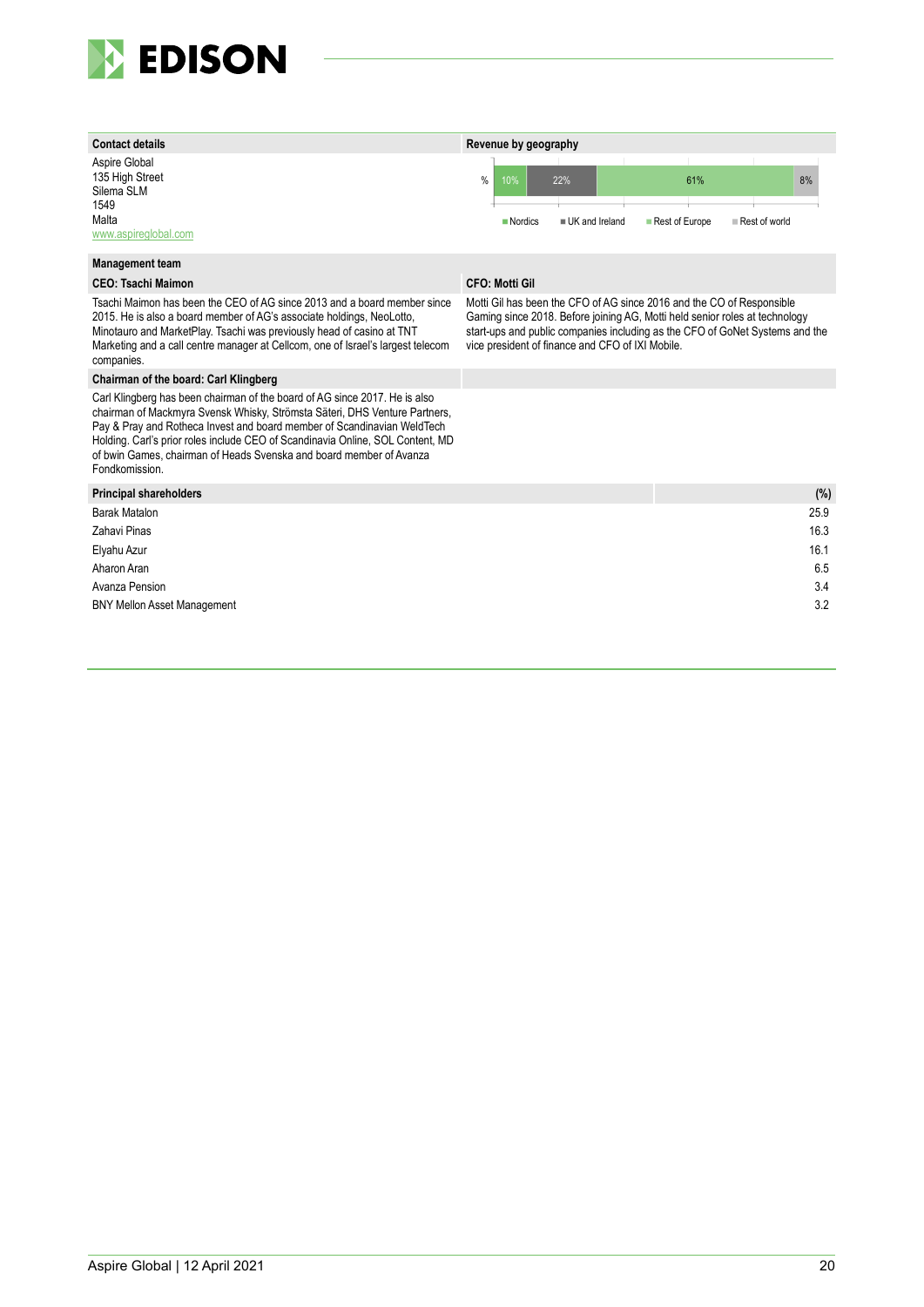### Contact details

Aspire Global
135 High Street
Silema SLM
1549
Malta
www.aspireglobal.com

### Revenue by geography

| Nordics | UK and Ireland | Rest of Europe | Rest of world |
|---|---|---|---|
| 10% | 22% | 61% | 8% |

### Management team

**CEO: Tsachi Maimon**

Tsachi Maimon has been the CEO of AG since 2013 and a board member since 2015. He is also a board member of AG's associate holdings, NeoLotto, Minotauro and MarketPlay. Tsachi was previously head of casino at TNT Marketing and a call centre manager at Cellcom, one of Israel's largest telecom companies.

**CFO: Motti Gil**

Motti Gil has been the CFO of AG since 2016 and the CO of Responsible Gaming since 2018. Before joining AG, Motti held senior roles at technology start-ups and public companies including as the CFO of GoNet Systems and the vice president of finance and CFO of IXI Mobile.

**Chairman of the board: Carl Klingberg**

Carl Klingberg has been chairman of the board of AG since 2017. He is also chairman of Mackmyra Svensk Whisky, Strömsta Säteri, DHS Venture Partners, Pay & Pray and Rotheca Invest and board member of Scandinavian WeldTech Holding. Carl's prior roles include CEO of Scandinavia Online, SOL Content, MD of bwin Games, chairman of Heads Svenska and board member of Avanza Fondkomission.

| Principal shareholders | (%) |
|---|---|
| Barak Matalon | 25.9 |
| Zahavi Pinas | 16.3 |
| Elyahu Azur | 16.1 |
| Aharon Aran | 6.5 |
| Avanza Pension | 3.4 |
| BNY Mellon Asset Management | 3.2 |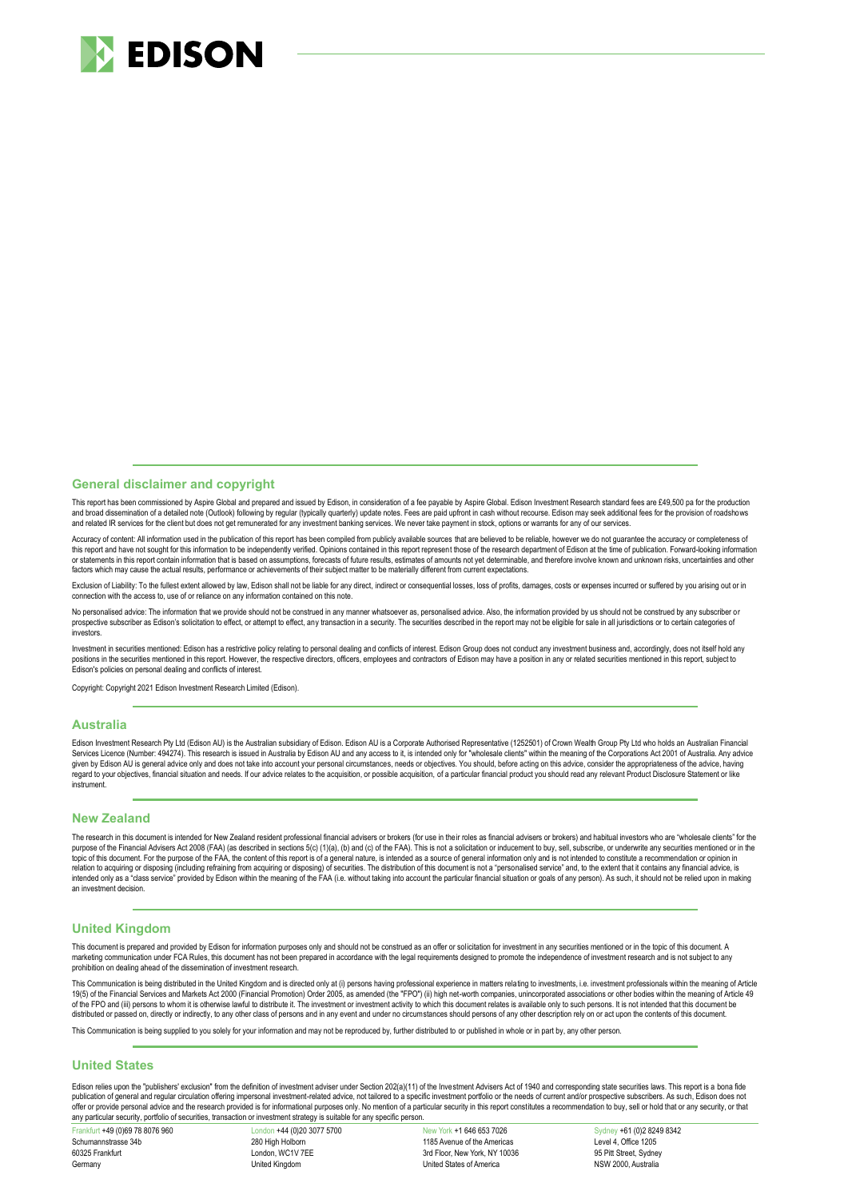## General disclaimer and copyright

This report has been commissioned by Aspire Global and prepared and issued by Edison, in consideration of a fee payable by Aspire Global. Edison Investment Research standard fees are £49,500 pa for the production and broad dissemination of a detailed note (Outlook) following by regular (typically quarterly) update notes. Fees are paid upfront in cash without recourse. Edison may seek additional fees for the provision of roadshows and related IR services for the client but does not get remunerated for any investment banking services. We never take payment in stock, options or warrants for any of our services.

Accuracy of content: All information used in the publication of this report has been compiled from publicly available sources that are believed to be reliable, however we do not guarantee the accuracy or completeness of this report and have not sought for this information to be independently verified. Opinions contained in this report represent those of the research department of Edison at the time of publication. Forward-looking information or statements in this report contain information that is based on assumptions, forecasts of future results, estimates of amounts not yet determinable, and therefore involve known and unknown risks, uncertainties and other factors which may cause the actual results, performance or achievements of their subject matter to be materially different from current expectations.

Exclusion of Liability: To the fullest extent allowed by law, Edison shall not be liable for any direct, indirect or consequential losses, loss of profits, damages, costs or expenses incurred or suffered by you arising out or in connection with the access to, use of or reliance on any information contained on this note.

No personalised advice: The information that we provide should not be construed in any manner whatsoever as, personalised advice. Also, the information provided by us should not be construed by any subscriber or prospective subscriber as Edison's solicitation to effect, or attempt to effect, any transaction in a security. The securities described in the report may not be eligible for sale in all jurisdictions or to certain categories of investors.

Investment in securities mentioned: Edison has a restrictive policy relating to personal dealing and conflicts of interest. Edison Group does not conduct any investment business and, accordingly, does not itself hold any positions in the securities mentioned in this report. However, the respective directors, officers, employees and contractors of Edison may have a position in any or related securities mentioned in this report, subject to Edison's policies on personal dealing and conflicts of interest.

Copyright: Copyright 2021 Edison Investment Research Limited (Edison).

## Australia

Edison Investment Research Pty Ltd (Edison AU) is the Australian subsidiary of Edison. Edison AU is a Corporate Authorised Representative (1252501) of Crown Wealth Group Pty Ltd who holds an Australian Financial Services Licence (Number: 494274). This research is issued in Australia by Edison AU and any access to it, is intended only for "wholesale clients" within the meaning of the Corporations Act 2001 of Australia. Any advice given by Edison AU is general advice only and does not take into account your personal circumstances, needs or objectives. You should, before acting on this advice, consider the appropriateness of the advice, having regard to your objectives, financial situation and needs. If our advice relates to the acquisition, or possible acquisition, of a particular financial product you should read any relevant Product Disclosure Statement or like instrument.

## New Zealand

The research in this document is intended for New Zealand resident professional financial advisers or brokers (for use in their roles as financial advisers or brokers) and habitual investors who are "wholesale clients" for the purpose of the Financial Advisers Act 2008 (FAA) (as described in sections 5(c) (1)(a), (b) and (c) of the FAA). This is not a solicitation or inducement to buy, sell, subscribe, or underwrite any securities mentioned or in the topic of this document. For the purpose of the FAA, the content of this report is of a general nature, is intended as a source of general information only and is not intended to constitute a recommendation or opinion in relation to acquiring or disposing (including refraining from acquiring or disposing) of securities. The distribution of this document is not a "personalised service" and, to the extent that it contains any financial advice, is intended only as a "class service" provided by Edison within the meaning of the FAA (i.e. without taking into account the particular financial situation or goals of any person). As such, it should not be relied upon in making an investment decision.

## United Kingdom

This document is prepared and provided by Edison for information purposes only and should not be construed as an offer or solicitation for investment in any securities mentioned or in the topic of this document. A marketing communication under FCA Rules, this document has not been prepared in accordance with the legal requirements designed to promote the independence of investment research and is not subject to any prohibition on dealing ahead of the dissemination of investment research.

This Communication is being distributed in the United Kingdom and is directed only at (i) persons having professional experience in matters relating to investments, i.e. investment professionals within the meaning of Article 19(5) of the Financial Services and Markets Act 2000 (Financial Promotion) Order 2005, as amended (the "FPO") (ii) high net-worth companies, unincorporated associations or other bodies within the meaning of Article 49 of the FPO and (iii) persons to whom it is otherwise lawful to distribute it. The investment or investment activity to which this document relates is available only to such persons. It is not intended that this document be distributed or passed on, directly or indirectly, to any other class of persons and in any event and under no circumstances should persons of any other description rely on or act upon the contents of this document.

This Communication is being supplied to you solely for your information and may not be reproduced by, further distributed to or published in whole or in part by, any other person.

## United States

Edison relies upon the "publishers' exclusion" from the definition of investment adviser under Section 202(a)(11) of the Investment Advisers Act of 1940 and corresponding state securities laws. This report is a bona fide publication of general and regular circulation offering impersonal investment-related advice, not tailored to a specific investment portfolio or the needs of current and/or prospective subscribers. As such, Edison does not offer or provide personal advice and the research provided is for informational purposes only. No mention of a particular security in this report constitutes a recommendation to buy, sell or hold that or any security, or that any particular security, portfolio of securities, transaction or investment strategy is suitable for any specific person.

Frankfurt +49 (0)69 78 8076 960
Schumannstrasse 34b
60325 Frankfurt
Germany

London +44 (0)20 3077 5700
280 High Holborn
London, WC1V 7EE
United Kingdom

New York +1 646 653 7026
1185 Avenue of the Americas
3rd Floor, New York, NY 10036
United States of America

Sydney +61 (0)2 8249 8342
Level 4, Office 1205
95 Pitt Street, Sydney
NSW 2000, Australia